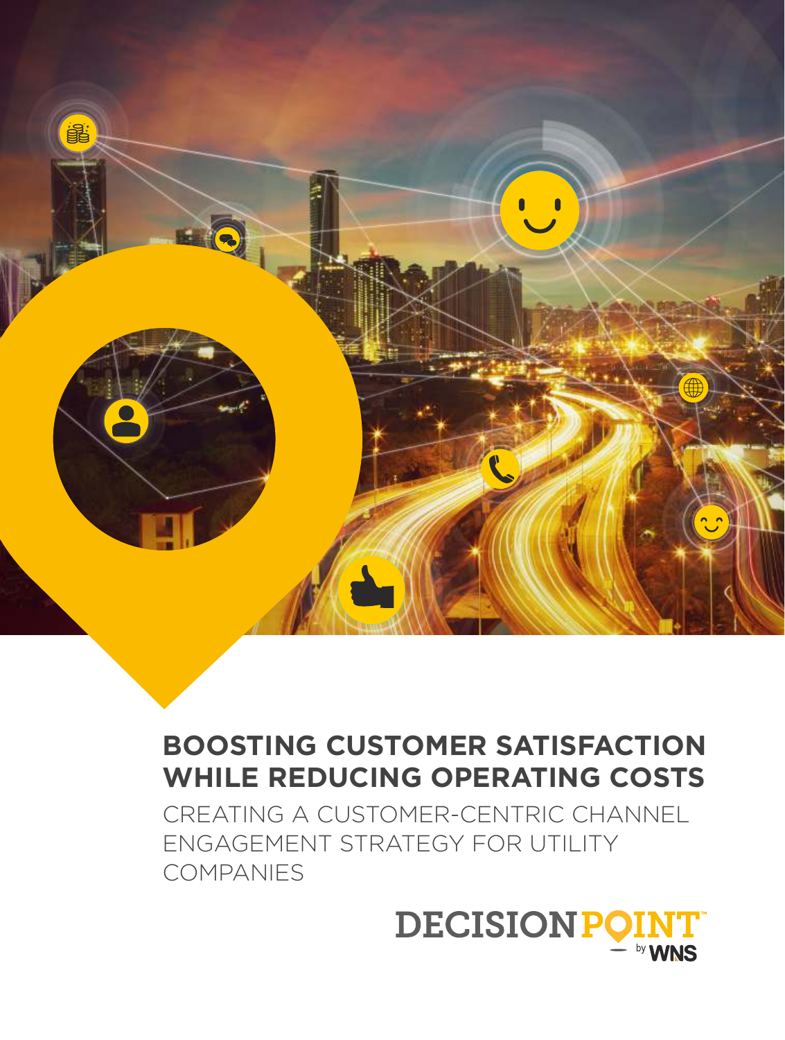# BOOSTING CUSTOMER SATISFACTION WHILE REDUCING OPERATING COSTS

## CREATING A CUSTOMER-CENTRIC CHANNEL ENGAGEMENT STRATEGY FOR UTILITY COMPANIES

DECISIONPOINT™ by WNS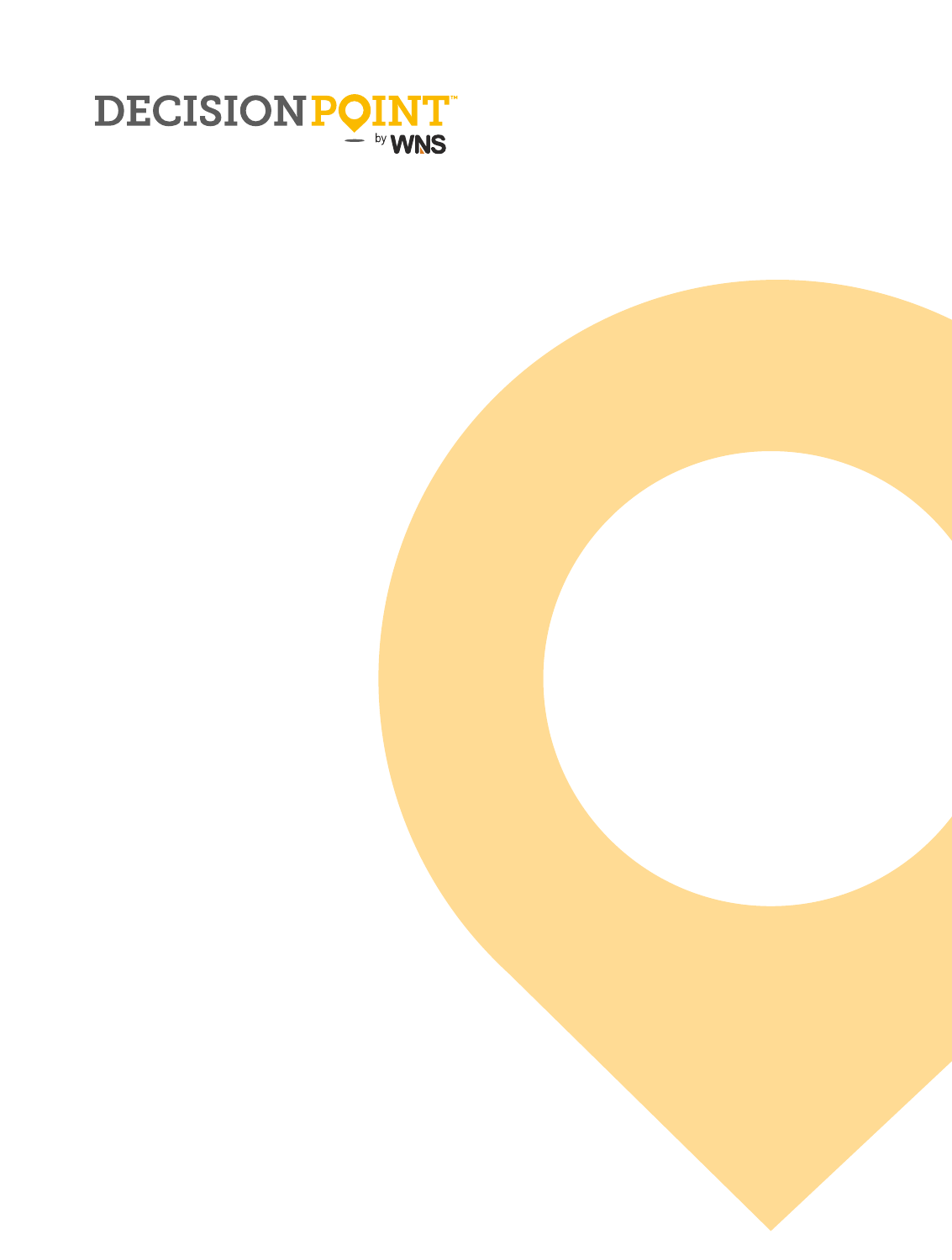DECISIONPOINT™

by WNS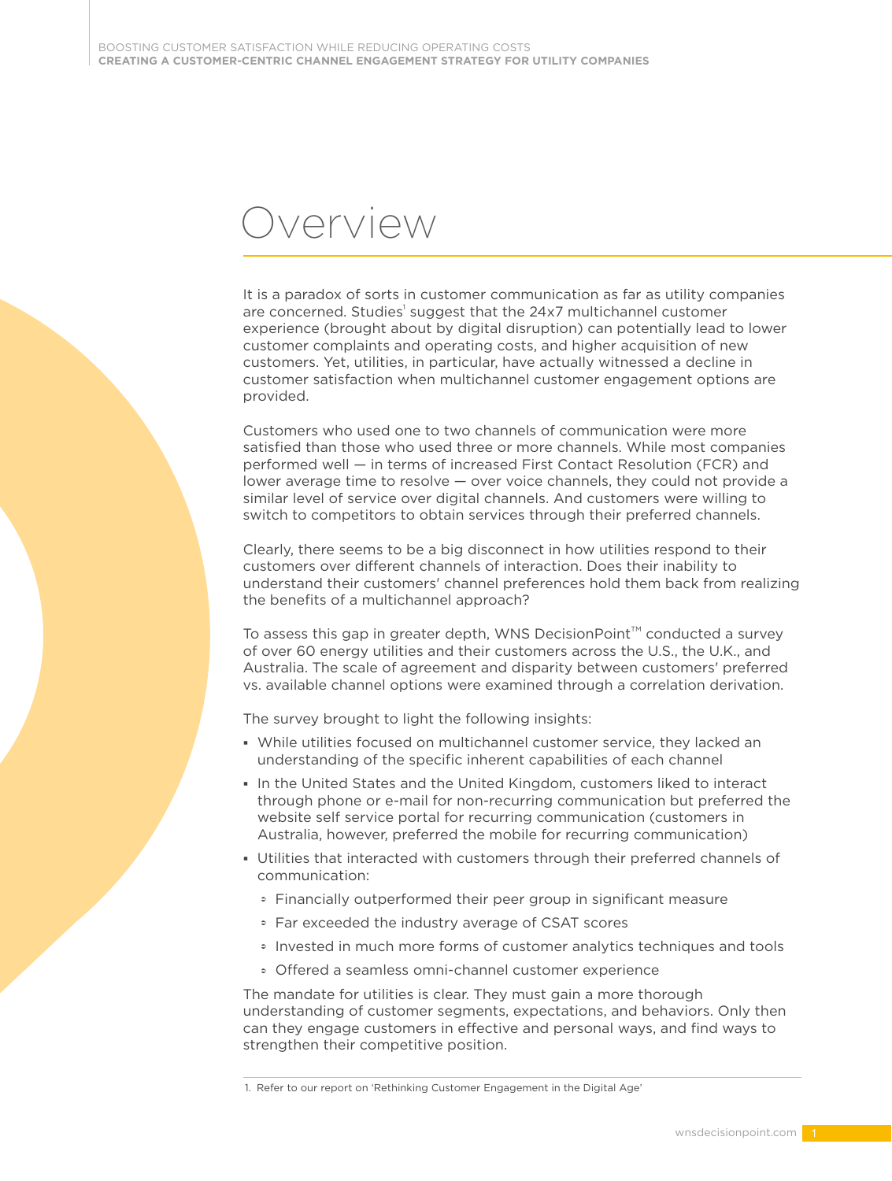# Overview

It is a paradox of sorts in customer communication as far as utility companies are concerned. Studies[1] suggest that the 24x7 multichannel customer experience (brought about by digital disruption) can potentially lead to lower customer complaints and operating costs, and higher acquisition of new customers. Yet, utilities, in particular, have actually witnessed a decline in customer satisfaction when multichannel customer engagement options are provided.

Customers who used one to two channels of communication were more satisfied than those who used three or more channels. While most companies performed well — in terms of increased First Contact Resolution (FCR) and lower average time to resolve — over voice channels, they could not provide a similar level of service over digital channels. And customers were willing to switch to competitors to obtain services through their preferred channels.

Clearly, there seems to be a big disconnect in how utilities respond to their customers over different channels of interaction. Does their inability to understand their customers' channel preferences hold them back from realizing the benefits of a multichannel approach?

To assess this gap in greater depth, WNS DecisionPoint™ conducted a survey of over 60 energy utilities and their customers across the U.S., the U.K., and Australia. The scale of agreement and disparity between customers' preferred vs. available channel options were examined through a correlation derivation.

The survey brought to light the following insights:

- While utilities focused on multichannel customer service, they lacked an understanding of the specific inherent capabilities of each channel
- In the United States and the United Kingdom, customers liked to interact through phone or e-mail for non-recurring communication but preferred the website self service portal for recurring communication (customers in Australia, however, preferred the mobile for recurring communication)
- Utilities that interacted with customers through their preferred channels of communication:
  - Financially outperformed their peer group in significant measure
  - Far exceeded the industry average of CSAT scores
  - Invested in much more forms of customer analytics techniques and tools
  - Offered a seamless omni-channel customer experience

The mandate for utilities is clear. They must gain a more thorough understanding of customer segments, expectations, and behaviors. Only then can they engage customers in effective and personal ways, and find ways to strengthen their competitive position.

1. Refer to our report on 'Rethinking Customer Engagement in the Digital Age'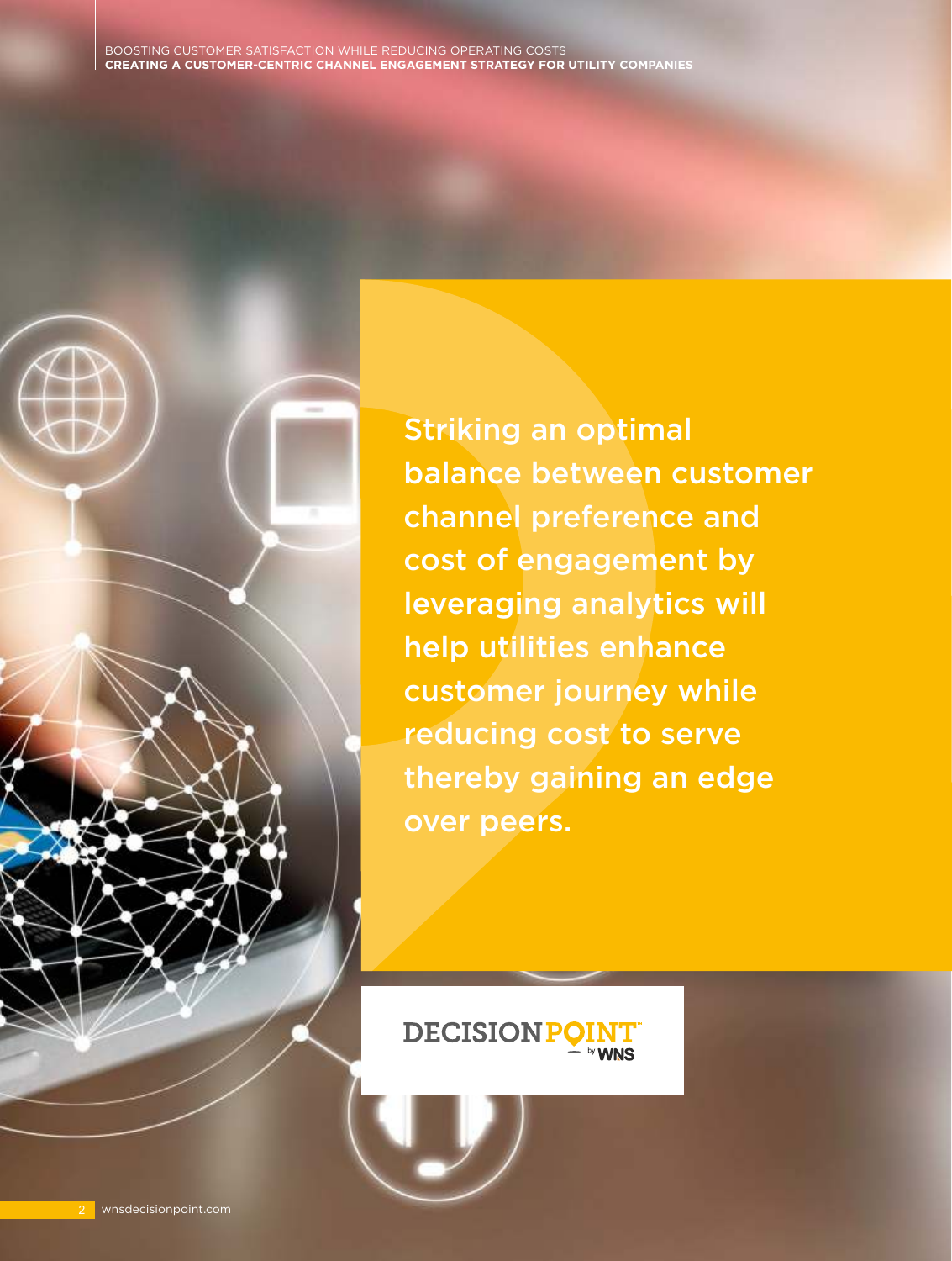Striking an optimal balance between customer channel preference and cost of engagement by leveraging analytics will help utilities enhance customer journey while reducing cost to serve thereby gaining an edge over peers.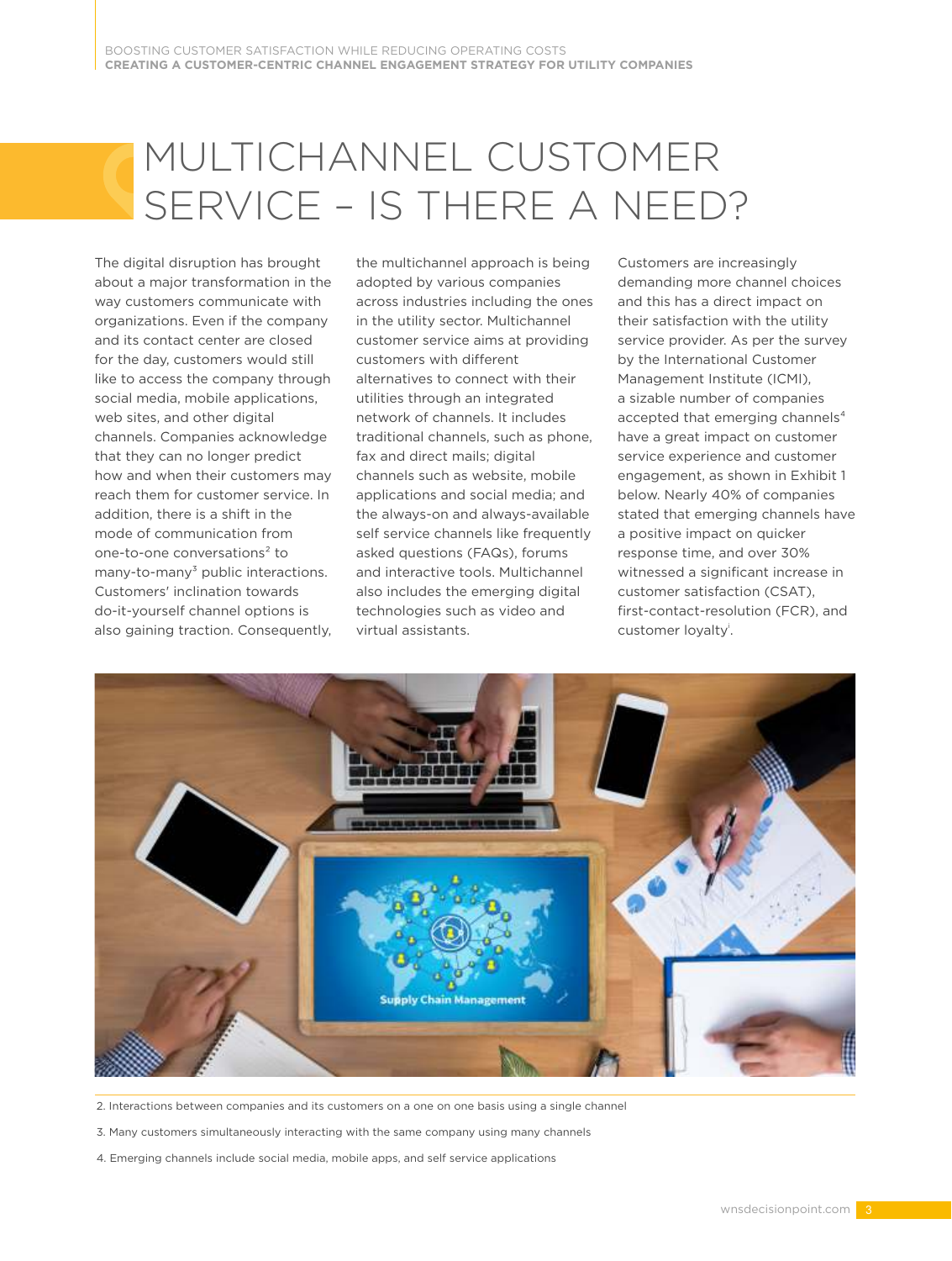# MULTICHANNEL CUSTOMER SERVICE – IS THERE A NEED?

The digital disruption has brought about a major transformation in the way customers communicate with organizations. Even if the company and its contact center are closed for the day, customers would still like to access the company through social media, mobile applications, web sites, and other digital channels. Companies acknowledge that they can no longer predict how and when their customers may reach them for customer service. In addition, there is a shift in the mode of communication from one-to-one conversations[2] to many-to-many[3] public interactions. Customers' inclination towards do-it-yourself channel options is also gaining traction. Consequently, the multichannel approach is being adopted by various companies across industries including the ones in the utility sector. Multichannel customer service aims at providing customers with different alternatives to connect with their utilities through an integrated network of channels. It includes traditional channels, such as phone, fax and direct mails; digital channels such as website, mobile applications and social media; and the always-on and always-available self service channels like frequently asked questions (FAQs), forums and interactive tools. Multichannel also includes the emerging digital technologies such as video and virtual assistants.

Customers are increasingly demanding more channel choices and this has a direct impact on their satisfaction with the utility service provider. As per the survey by the International Customer Management Institute (ICMI), a sizable number of companies accepted that emerging channels[4] have a great impact on customer service experience and customer engagement, as shown in Exhibit 1 below. Nearly 40% of companies stated that emerging channels have a positive impact on quicker response time, and over 30% witnessed a significant increase in customer satisfaction (CSAT), first-contact-resolution (FCR), and customer loyalty[i].

2. Interactions between companies and its customers on a one on one basis using a single channel

3. Many customers simultaneously interacting with the same company using many channels

4. Emerging channels include social media, mobile apps, and self service applications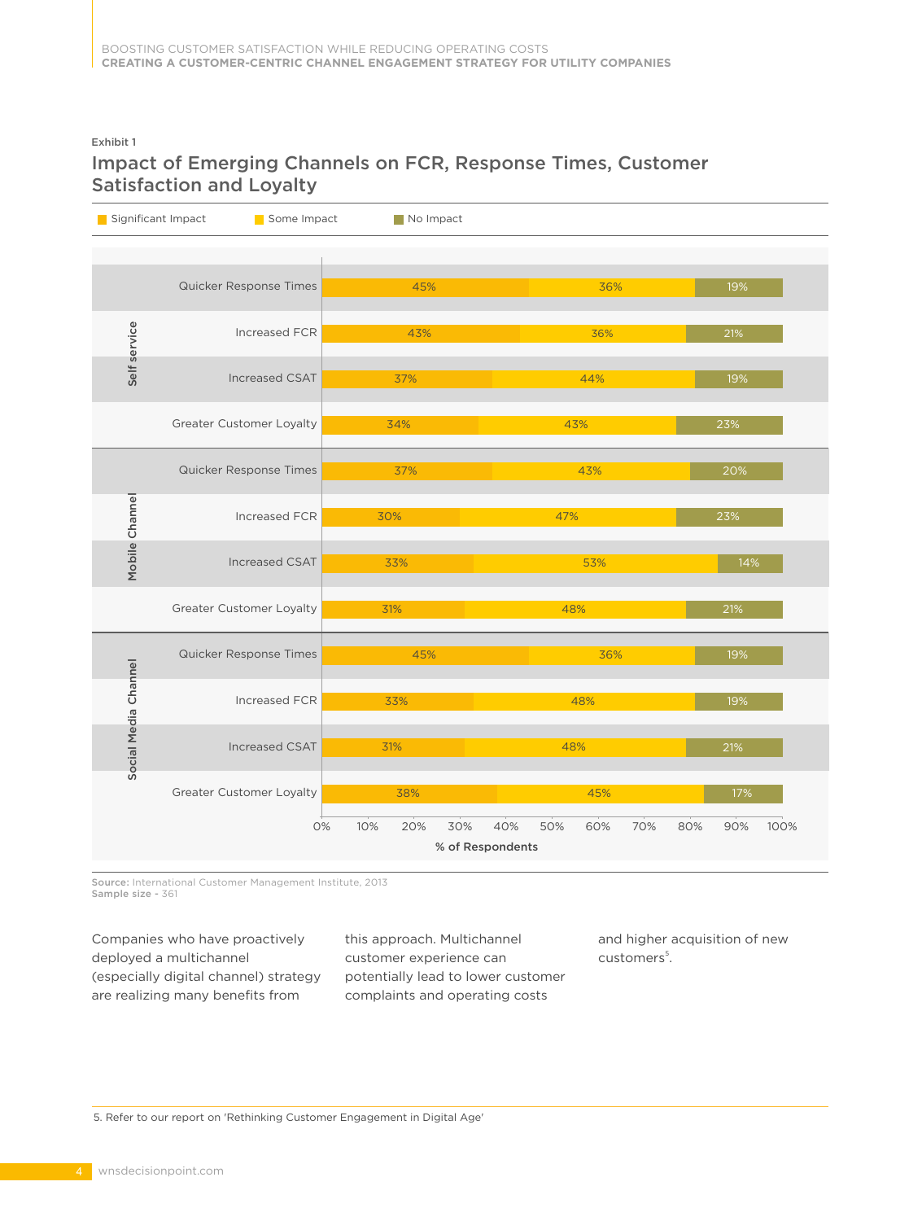Exhibit 1

## Impact of Emerging Channels on FCR, Response Times, Customer Satisfaction and Loyalty

| Channel | Metric | Significant Impact | Some Impact | No Impact |
|---|---|---|---|---|
| Self service | Quicker Response Times | 45% | 36% | 19% |
| | Increased FCR | 43% | 36% | 21% |
| | Increased CSAT | 37% | 44% | 19% |
| | Greater Customer Loyalty | 34% | 43% | 23% |
| Mobile Channel | Quicker Response Times | 37% | 43% | 20% |
| | Increased FCR | 30% | 47% | 23% |
| | Increased CSAT | 33% | 53% | 14% |
| | Greater Customer Loyalty | 31% | 48% | 21% |
| Social Media Channel | Quicker Response Times | 45% | 36% | 19% |
| | Increased FCR | 33% | 48% | 19% |
| | Increased CSAT | 31% | 48% | 21% |
| | Greater Customer Loyalty | 38% | 45% | 17% |

% of Respondents

**Source:** International Customer Management Institute, 2013
**Sample size** - 361

Companies who have proactively deployed a multichannel (especially digital channel) strategy are realizing many benefits from this approach. Multichannel customer experience can potentially lead to lower customer complaints and operating costs and higher acquisition of new customers[5].

5. Refer to our report on 'Rethinking Customer Engagement in Digital Age'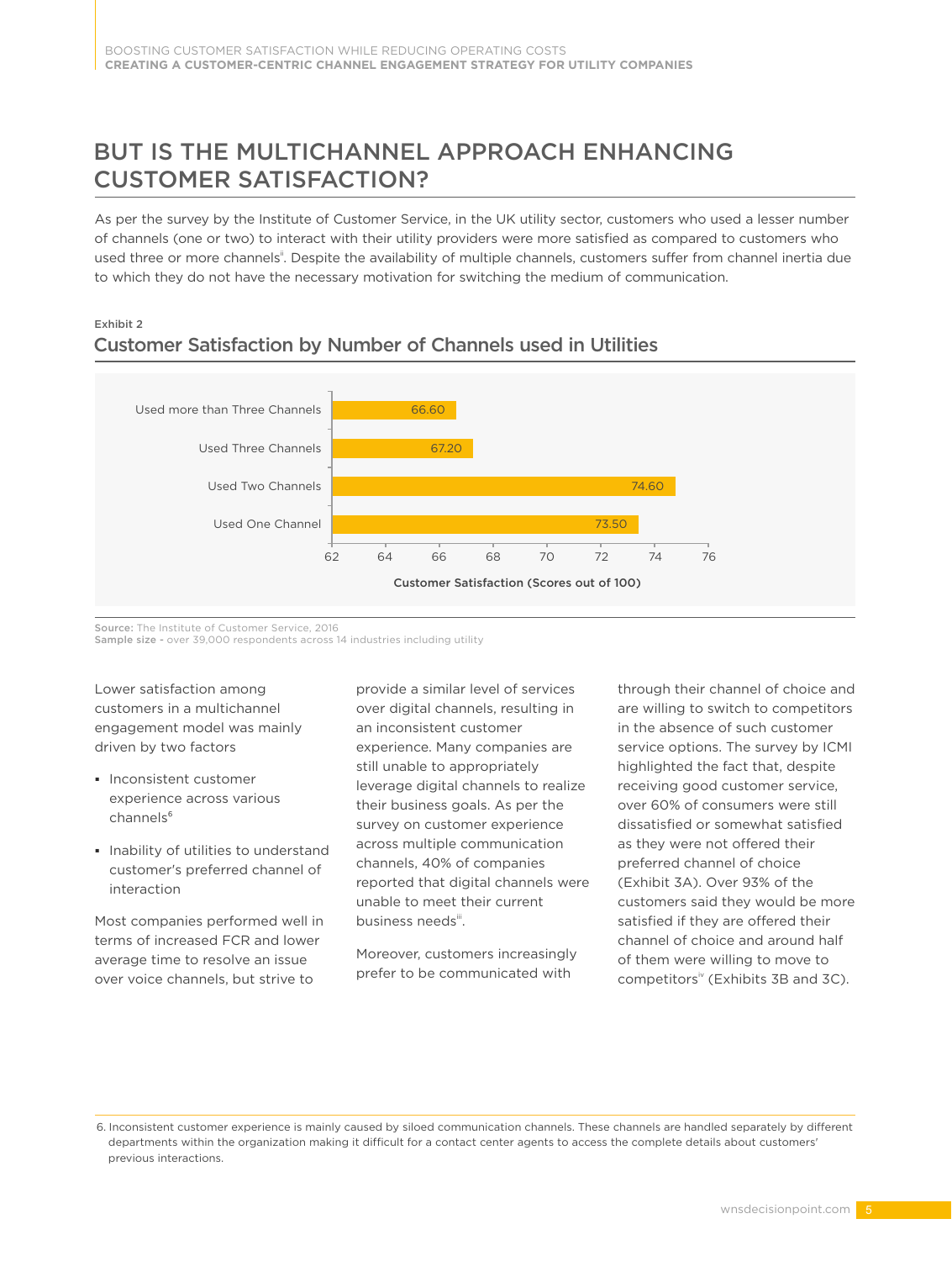# BUT IS THE MULTICHANNEL APPROACH ENHANCING CUSTOMER SATISFACTION?

As per the survey by the Institute of Customer Service, in the UK utility sector, customers who used a lesser number of channels (one or two) to interact with their utility providers were more satisfied as compared to customers who used three or more channels[ii]. Despite the availability of multiple channels, customers suffer from channel inertia due to which they do not have the necessary motivation for switching the medium of communication.

Exhibit 2

## Customer Satisfaction by Number of Channels used in Utilities

| | Customer Satisfaction (Scores out of 100) |
|---|---|
| Used more than Three Channels | 66.60 |
| Used Three Channels | 67.20 |
| Used Two Channels | 74.60 |
| Used One Channel | 73.50 |

**Source:** The Institute of Customer Service, 2016
**Sample size -** over 39,000 respondents across 14 industries including utility

Lower satisfaction among customers in a multichannel engagement model was mainly driven by two factors

- Inconsistent customer experience across various channels[6]
- Inability of utilities to understand customer's preferred channel of interaction

Most companies performed well in terms of increased FCR and lower average time to resolve an issue over voice channels, but strive to provide a similar level of services over digital channels, resulting in an inconsistent customer experience. Many companies are still unable to appropriately leverage digital channels to realize their business goals. As per the survey on customer experience across multiple communication channels, 40% of companies reported that digital channels were unable to meet their current business needs[iii].

Moreover, customers increasingly prefer to be communicated with through their channel of choice and are willing to switch to competitors in the absence of such customer service options. The survey by ICMI highlighted the fact that, despite receiving good customer service, over 60% of consumers were still dissatisfied or somewhat satisfied as they were not offered their preferred channel of choice (Exhibit 3A). Over 93% of the customers said they would be more satisfied if they are offered their channel of choice and around half of them were willing to move to competitors[iv] (Exhibits 3B and 3C).

6. Inconsistent customer experience is mainly caused by siloed communication channels. These channels are handled separately by different departments within the organization making it difficult for a contact center agents to access the complete details about customers' previous interactions.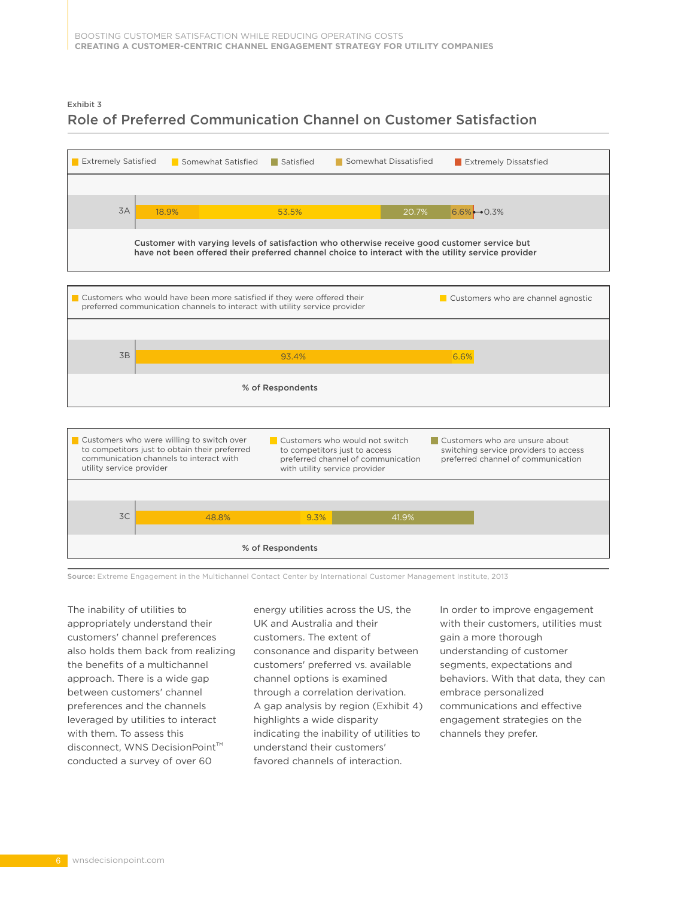Exhibit 3

## Role of Preferred Communication Channel on Customer Satisfaction

| | Extremely Satisfied | Somewhat Satisfied | Satisfied | Somewhat Dissatisfied | Extremely Dissatsfied |
|---|---|---|---|---|---|
| 3A | 18.9% | 53.5% | 20.7% | 6.6% | 0.3% |

Customer with varying levels of satisfaction who otherwise receive good customer service but have not been offered their preferred channel choice to interact with the utility service provider

| | Customers who would have been more satisfied if they were offered their preferred communication channels to interact with utility service provider | Customers who are channel agnostic |
|---|---|---|
| 3B | 93.4% | 6.6% |

% of Respondents

| | Customers who were willing to switch over to competitors just to obtain their preferred communication channels to interact with utility service provider | Customers who would not switch to competitors just to access preferred channel of communication with utility service provider | Customers who are unsure about switching service providers to access preferred channel of communication |
|---|---|---|---|
| 3C | 48.8% | 9.3% | 41.9% |

% of Respondents

**Source:** Extreme Engagement in the Multichannel Contact Center by International Customer Management Institute, 2013

The inability of utilities to appropriately understand their customers' channel preferences also holds them back from realizing the benefits of a multichannel approach. There is a wide gap between customers' channel preferences and the channels leveraged by utilities to interact with them. To assess this disconnect, WNS DecisionPoint™ conducted a survey of over 60 energy utilities across the US, the UK and Australia and their customers. The extent of consonance and disparity between customers' preferred vs. available channel options is examined through a correlation derivation. A gap analysis by region (Exhibit 4) highlights a wide disparity indicating the inability of utilities to understand their customers' favored channels of interaction.

In order to improve engagement with their customers, utilities must gain a more thorough understanding of customer segments, expectations and behaviors. With that data, they can embrace personalized communications and effective engagement strategies on the channels they prefer.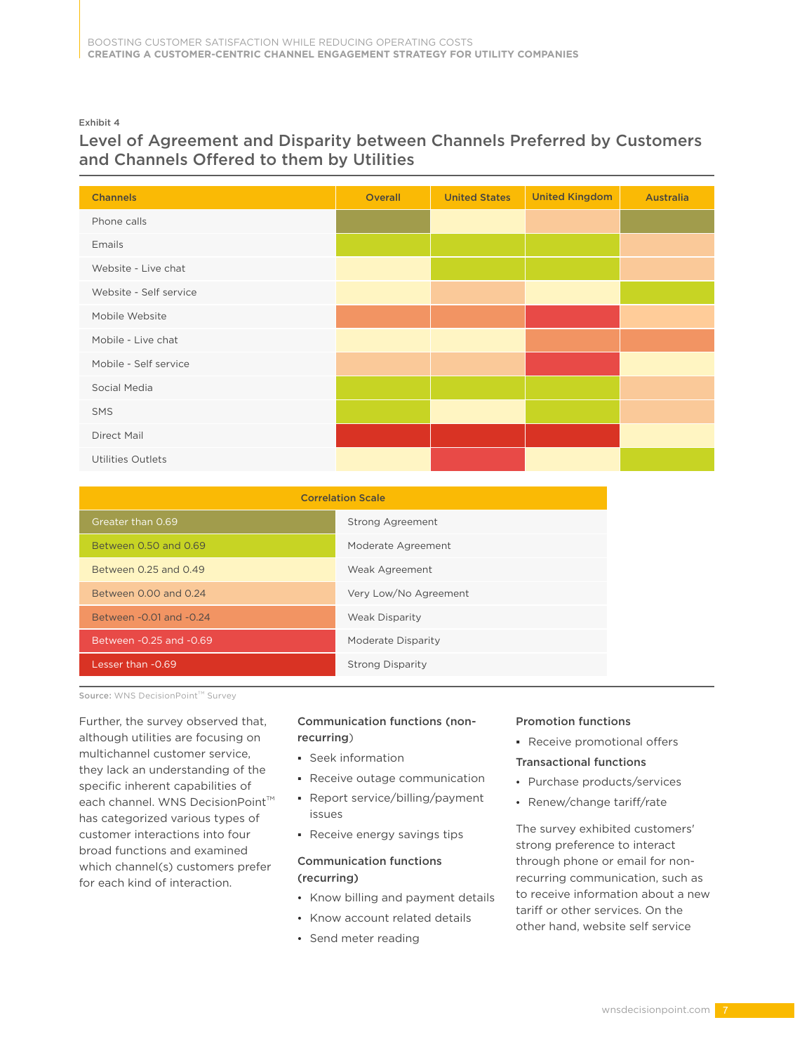Exhibit 4

## Level of Agreement and Disparity between Channels Preferred by Customers and Channels Offered to them by Utilities

| Channels | Overall | United States | United Kingdom | Australia |
|---|---|---|---|---|
| Phone calls | Strong Agreement | Weak Agreement | Very Low/No Agreement | Strong Agreement |
| Emails | Moderate Agreement | Moderate Agreement | Moderate Agreement | Very Low/No Agreement |
| Website - Live chat | Weak Agreement | Moderate Agreement | Moderate Agreement | Very Low/No Agreement |
| Website - Self service | Weak Agreement | Very Low/No Agreement | Weak Agreement | Moderate Agreement |
| Mobile Website | Weak Disparity | Weak Disparity | Moderate Disparity | Very Low/No Agreement |
| Mobile - Live chat | Weak Agreement | Weak Agreement | Weak Disparity | Weak Disparity |
| Mobile - Self service | Very Low/No Agreement | Very Low/No Agreement | Moderate Disparity | Weak Agreement |
| Social Media | Moderate Agreement | Moderate Agreement | Moderate Agreement | Very Low/No Agreement |
| SMS | Moderate Agreement | Weak Agreement | Moderate Agreement | Very Low/No Agreement |
| Direct Mail | Strong Disparity | Strong Disparity | Strong Disparity | Weak Agreement |
| Utilities Outlets | Weak Agreement | Moderate Disparity | Weak Agreement | Moderate Agreement |

| Correlation Scale | |
|---|---|
| Greater than 0.69 | Strong Agreement |
| Between 0.50 and 0.69 | Moderate Agreement |
| Between 0.25 and 0.49 | Weak Agreement |
| Between 0.00 and 0.24 | Very Low/No Agreement |
| Between -0.01 and -0.24 | Weak Disparity |
| Between -0.25 and -0.69 | Moderate Disparity |
| Lesser than -0.69 | Strong Disparity |

**Source:** WNS DecisionPoint™ Survey

Further, the survey observed that, although utilities are focusing on multichannel customer service, they lack an understanding of the specific inherent capabilities of each channel. WNS DecisionPoint™ has categorized various types of customer interactions into four broad functions and examined which channel(s) customers prefer for each kind of interaction.

**Communication functions (non-recurring)**

- Seek information
- Receive outage communication
- Report service/billing/payment issues
- Receive energy savings tips

**Communication functions (recurring)**

- Know billing and payment details
- Know account related details
- Send meter reading

**Promotion functions**

- Receive promotional offers

**Transactional functions**

- Purchase products/services
- Renew/change tariff/rate

The survey exhibited customers' strong preference to interact through phone or email for non-recurring communication, such as to receive information about a new tariff or other services. On the other hand, website self service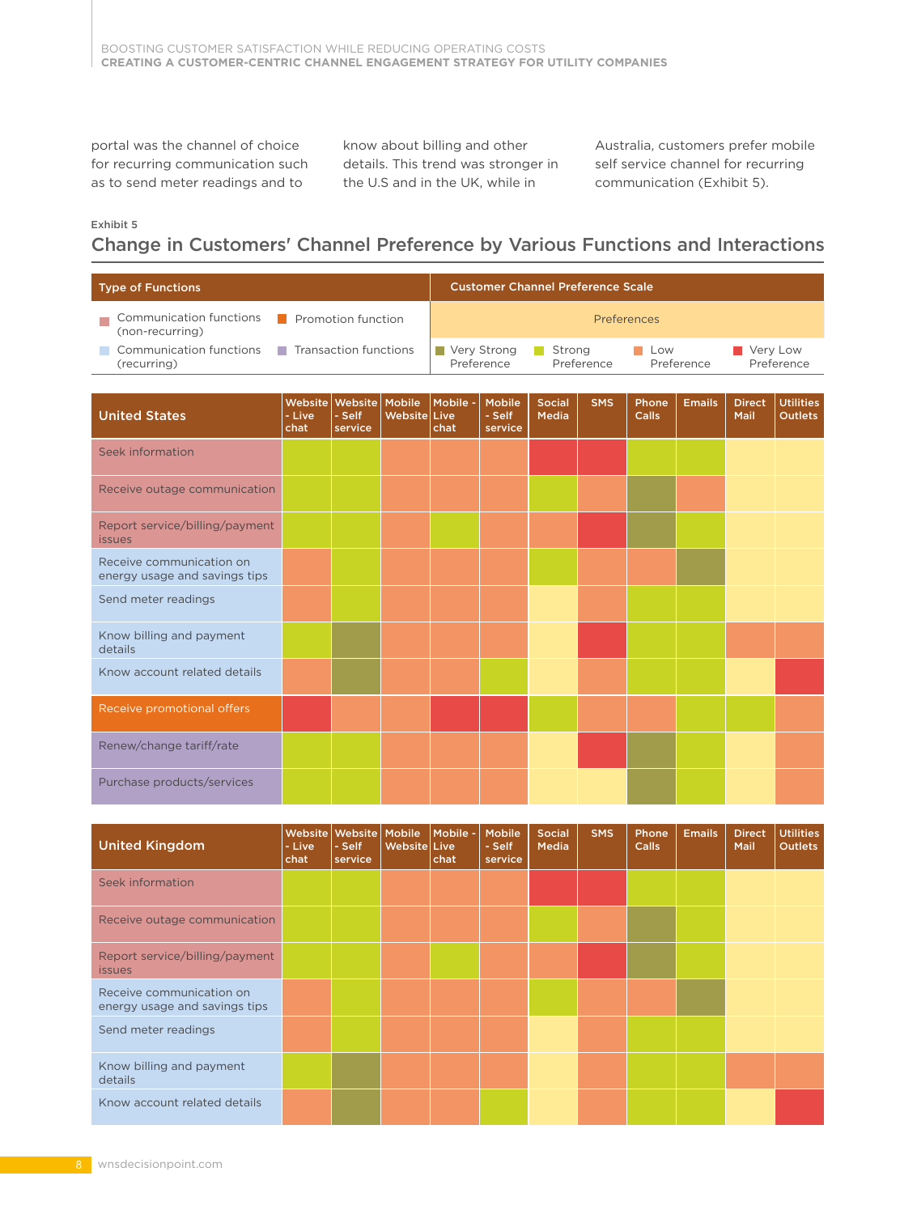portal was the channel of choice for recurring communication such as to send meter readings and to know about billing and other details. This trend was stronger in the U.S and in the UK, while in Australia, customers prefer mobile self service channel for recurring communication (Exhibit 5).

Exhibit 5

## Change in Customers' Channel Preference by Various Functions and Interactions

| Type of Functions | | Customer Channel Preference Scale | | | |
|---|---|---|---|---|---|
| | | Preferences | | | |
| Communication functions (non-recurring) | Promotion function | Very Strong Preference | Strong Preference | Low Preference | Very Low Preference |
| Communication functions (recurring) | Transaction functions | | | | |

| United States | Website - Live chat | Website - Self service | Mobile Website | Mobile - Live chat | Mobile - Self service | Social Media | SMS | Phone Calls | Emails | Direct Mail | Utilities Outlets |
|---|---|---|---|---|---|---|---|---|---|---|---|
| Seek information | Strong | Strong | Low | Low | Low | Very Low | Very Low | Strong | Strong | | |
| Receive outage communication | Strong | Strong | Low | Low | Low | Strong | Low | Very Strong | Low | | |
| Report service/billing/payment issues | Strong | Strong | Low | Strong | Low | Low | Very Low | Very Strong | Strong | | |
| Receive communication on energy usage and savings tips | Low | Strong | Low | Low | Low | Strong | Low | Low | Very Strong | | |
| Send meter readings | Low | Strong | Low | Low | Low | | Low | Strong | Strong | | |
| Know billing and payment details | Strong | Very Strong | Low | Low | Low | | Very Low | Strong | Strong | Low | Low |
| Know account related details | Low | Very Strong | Low | Low | Strong | | Low | Strong | Strong | | Very Low |
| Receive promotional offers | Very Low | Low | Low | Very Low | Very Low | Strong | Low | Low | Strong | Strong | Low |
| Renew/change tariff/rate | Strong | Strong | Low | Low | Low | | Very Low | Very Strong | Strong | | Low |
| Purchase products/services | Strong | Strong | Low | Low | Low | | | Very Strong | Strong | | Low |

| United Kingdom | Website - Live chat | Website - Self service | Mobile Website | Mobile - Live chat | Mobile - Self service | Social Media | SMS | Phone Calls | Emails | Direct Mail | Utilities Outlets |
|---|---|---|---|---|---|---|---|---|---|---|---|
| Seek information | Strong | Strong | Low | Low | Low | Very Low | Very Low | Strong | Strong | | |
| Receive outage communication | Strong | Strong | Low | Low | Low | Strong | Low | Very Strong | Strong | | |
| Report service/billing/payment issues | Strong | Strong | Low | Strong | Low | Low | Very Low | Very Strong | Strong | | |
| Receive communication on energy usage and savings tips | Low | Strong | Low | Low | Low | Strong | Low | Low | Very Strong | | |
| Send meter readings | Low | Strong | Low | Low | Low | | Low | Strong | Strong | | |
| Know billing and payment details | Strong | Very Strong | Low | Low | Low | | Low | Strong | Strong | Low | Low |
| Know account related details | Low | Very Strong | Low | Low | Strong | | Low | Strong | Strong | | Very Low |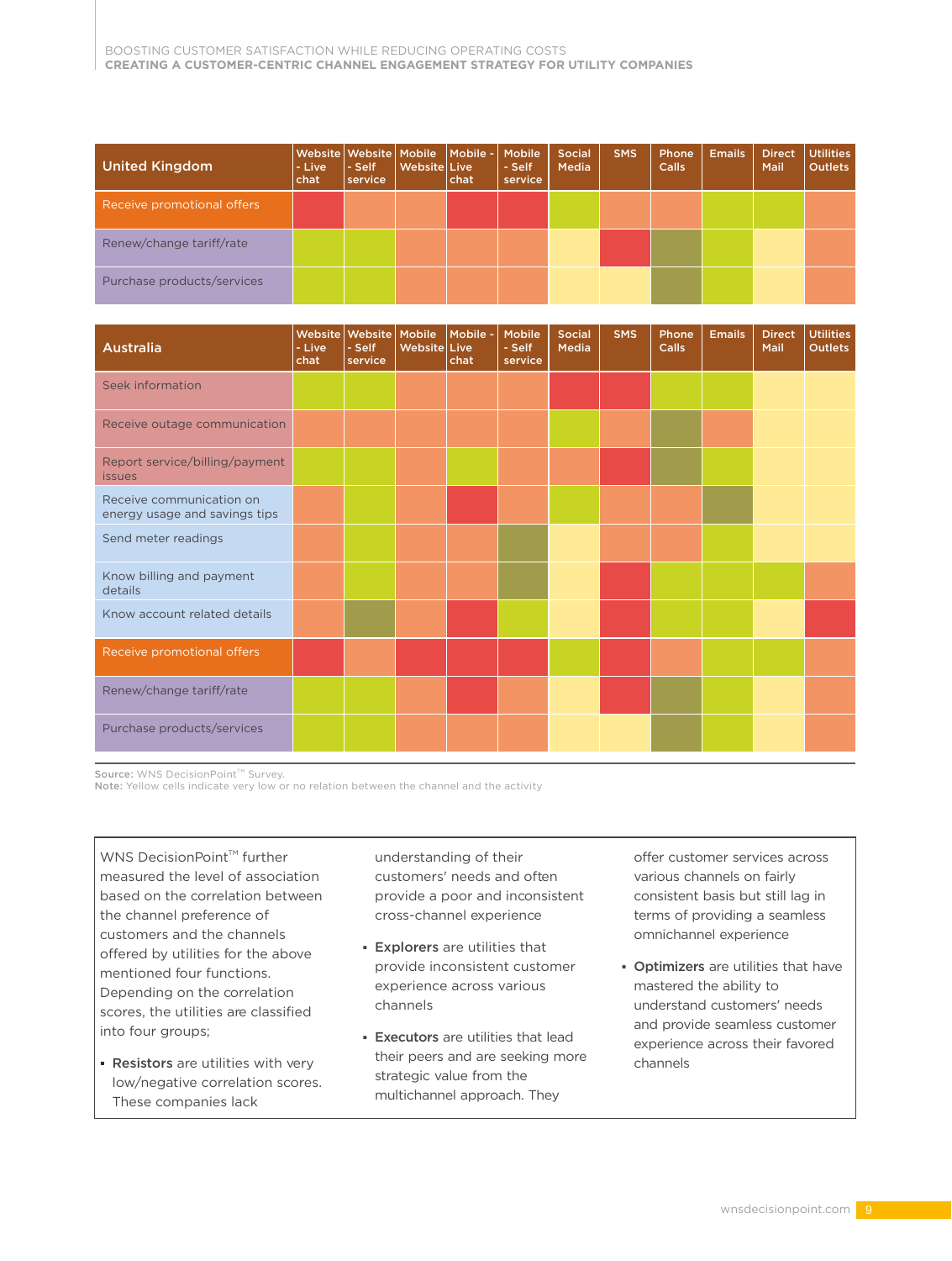| United Kingdom | Website - Live chat | Website - Self service | Mobile Website | Mobile - Live chat | Mobile - Self service | Social Media | SMS | Phone Calls | Emails | Direct Mail | Utilities Outlets |
|---|---|---|---|---|---|---|---|---|---|---|---|
| Receive promotional offers | | | | | | | | | | | |
| Renew/change tariff/rate | | | | | | | | | | | |
| Purchase products/services | | | | | | | | | | | |

| Australia | Website - Live chat | Website - Self service | Mobile Website | Mobile - Live chat | Mobile - Self service | Social Media | SMS | Phone Calls | Emails | Direct Mail | Utilities Outlets |
|---|---|---|---|---|---|---|---|---|---|---|---|
| Seek information | | | | | | | | | | | |
| Receive outage communication | | | | | | | | | | | |
| Report service/billing/payment issues | | | | | | | | | | | |
| Receive communication on energy usage and savings tips | | | | | | | | | | | |
| Send meter readings | | | | | | | | | | | |
| Know billing and payment details | | | | | | | | | | | |
| Know account related details | | | | | | | | | | | |
| Receive promotional offers | | | | | | | | | | | |
| Renew/change tariff/rate | | | | | | | | | | | |
| Purchase products/services | | | | | | | | | | | |

**Source:** WNS DecisionPoint™ Survey.
**Note:** Yellow cells indicate very low or no relation between the channel and the activity

WNS DecisionPoint™ further measured the level of association based on the correlation between the channel preference of customers and the channels offered by utilities for the above mentioned four functions. Depending on the correlation scores, the utilities are classified into four groups;

- **Resistors** are utilities with very low/negative correlation scores. These companies lack understanding of their customers' needs and often provide a poor and inconsistent cross-channel experience
- **Explorers** are utilities that provide inconsistent customer experience across various channels
- **Executors** are utilities that lead their peers and are seeking more strategic value from the multichannel approach. They offer customer services across various channels on fairly consistent basis but still lag in terms of providing a seamless omnichannel experience
- **Optimizers** are utilities that have mastered the ability to understand customers' needs and provide seamless customer experience across their favored channels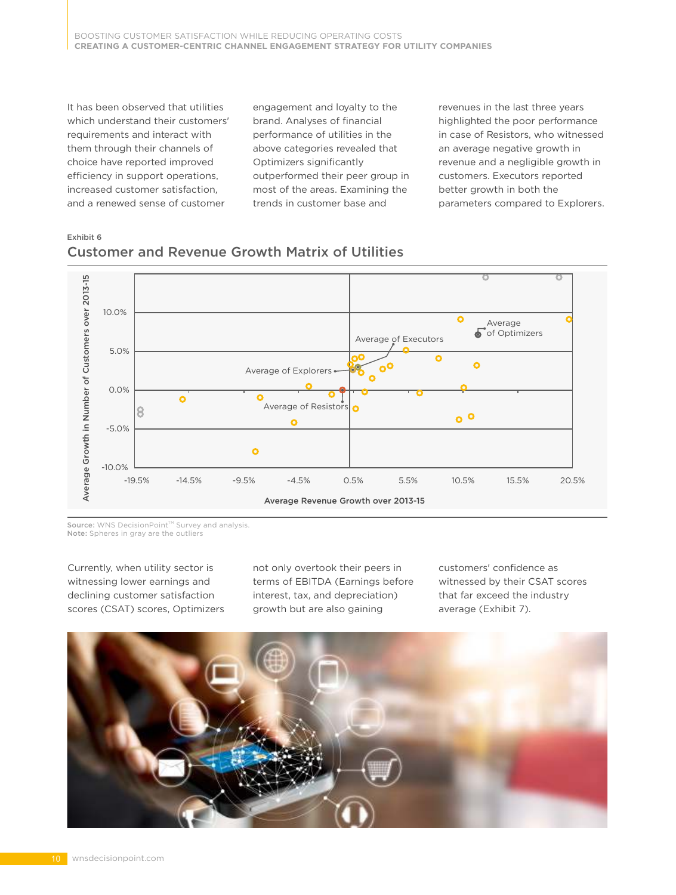It has been observed that utilities which understand their customers' requirements and interact with them through their channels of choice have reported improved efficiency in support operations, increased customer satisfaction, and a renewed sense of customer engagement and loyalty to the brand. Analyses of financial performance of utilities in the above categories revealed that Optimizers significantly outperformed their peer group in most of the areas. Examining the trends in customer base and revenues in the last three years highlighted the poor performance in case of Resistors, who witnessed an average negative growth in revenue and a negligible growth in customers. Executors reported better growth in both the parameters compared to Explorers.

Exhibit 6

## Customer and Revenue Growth Matrix of Utilities

Average Growth in Number of Customers over 2013-15 (y-axis: -10.0% to 10.0%)

Average Revenue Growth over 2013-15 (x-axis: -19.5% to 20.5%)

Labels: Average of Optimizers; Average of Executors; Average of Explorers; Average of Resistors

**Source:** WNS DecisionPoint™ Survey and analysis.
**Note:** Spheres in gray are the outliers

Currently, when utility sector is witnessing lower earnings and declining customer satisfaction scores (CSAT) scores, Optimizers not only overtook their peers in terms of EBITDA (Earnings before interest, tax, and depreciation) growth but are also gaining customers' confidence as witnessed by their CSAT scores that far exceed the industry average (Exhibit 7).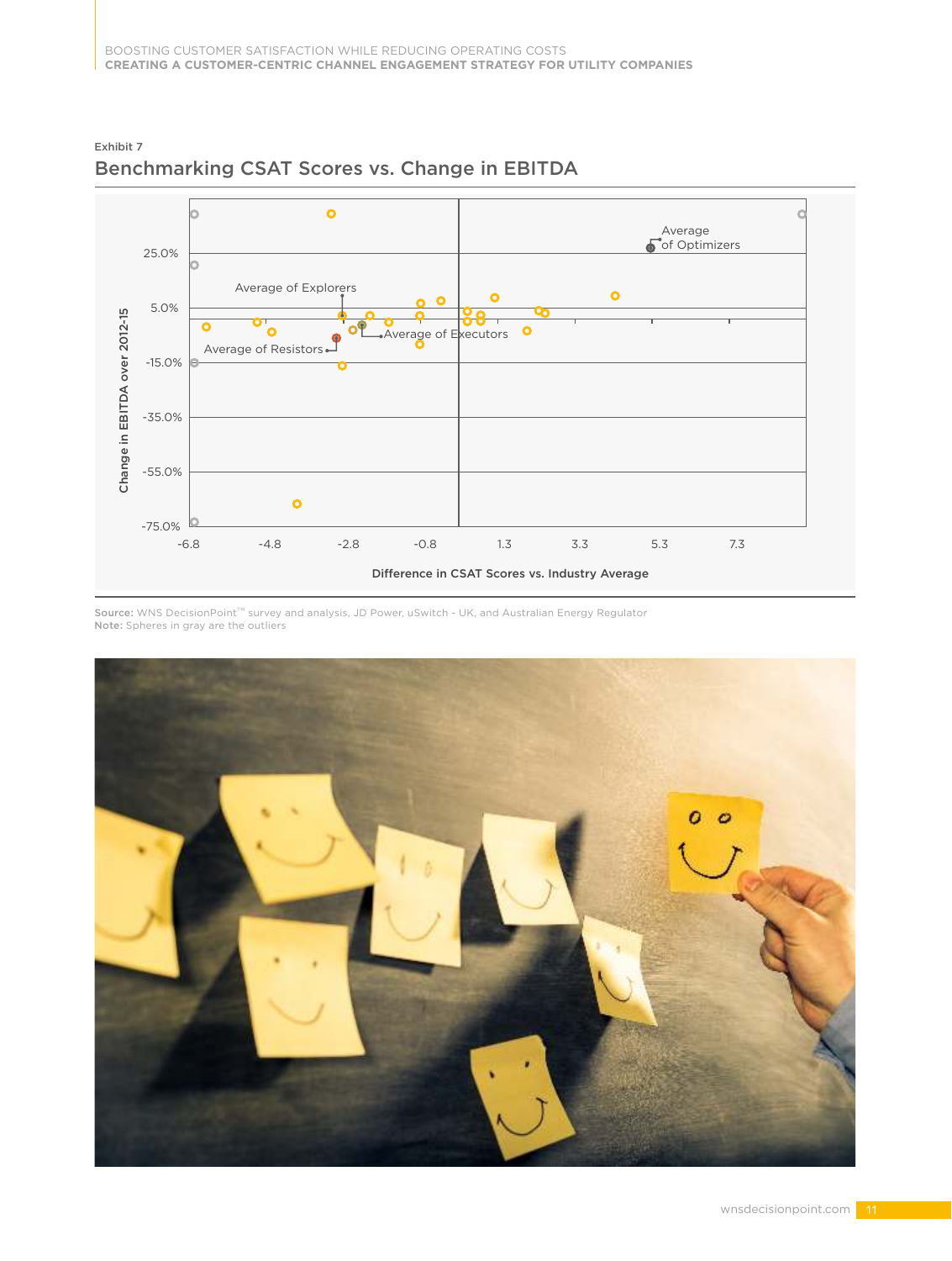Exhibit 7

## Benchmarking CSAT Scores vs. Change in EBITDA

Change in EBITDA over 2012-15

25.0%

5.0%

-15.0%

-35.0%

-55.0%

-75.0%

-6.8 -4.8 -2.8 -0.8 1.3 3.3 5.3 7.3

Difference in CSAT Scores vs. Industry Average

Average of Explorers

Average of Resistors

Average of Executors

Average of Optimizers

**Source:** WNS DecisionPoint™ survey and analysis, JD Power, uSwitch - UK, and Australian Energy Regulator

**Note:** Spheres in gray are the outliers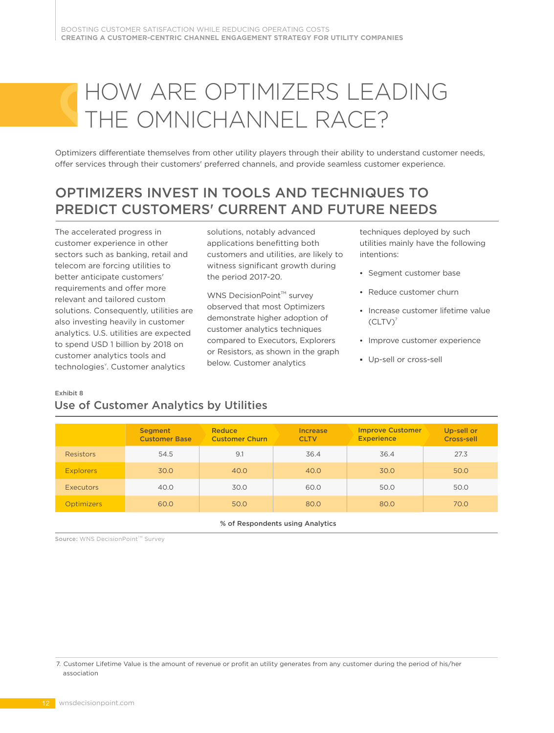# HOW ARE OPTIMIZERS LEADING THE OMNICHANNEL RACE?

Optimizers differentiate themselves from other utility players through their ability to understand customer needs, offer services through their customers' preferred channels, and provide seamless customer experience.

## OPTIMIZERS INVEST IN TOOLS AND TECHNIQUES TO PREDICT CUSTOMERS' CURRENT AND FUTURE NEEDS

The accelerated progress in customer experience in other sectors such as banking, retail and telecom are forcing utilities to better anticipate customers' requirements and offer more relevant and tailored custom solutions. Consequently, utilities are also investing heavily in customer analytics. U.S. utilities are expected to spend USD 1 billion by 2018 on customer analytics tools and technologies[v]. Customer analytics solutions, notably advanced applications benefitting both customers and utilities, are likely to witness significant growth during the period 2017-20.

WNS DecisionPoint™ survey observed that most Optimizers demonstrate higher adoption of customer analytics techniques compared to Executors, Explorers or Resistors, as shown in the graph below. Customer analytics techniques deployed by such utilities mainly have the following intentions:

- Segment customer base
- Reduce customer churn
- Increase customer lifetime value (CLTV)[7]
- Improve customer experience
- Up-sell or cross-sell

Exhibit 8

### Use of Customer Analytics by Utilities

| | Segment Customer Base | Reduce Customer Churn | Increase CLTV | Improve Customer Experience | Up-sell or Cross-sell |
|---|---|---|---|---|---|
| Resistors | 54.5 | 9.1 | 36.4 | 36.4 | 27.3 |
| Explorers | 30.0 | 40.0 | 40.0 | 30.0 | 50.0 |
| Executors | 40.0 | 30.0 | 60.0 | 50.0 | 50.0 |
| Optimizers | 60.0 | 50.0 | 80.0 | 80.0 | 70.0 |

% of Respondents using Analytics

**Source:** WNS DecisionPoint™ Survey

7. Customer Lifetime Value is the amount of revenue or profit an utility generates from any customer during the period of his/her association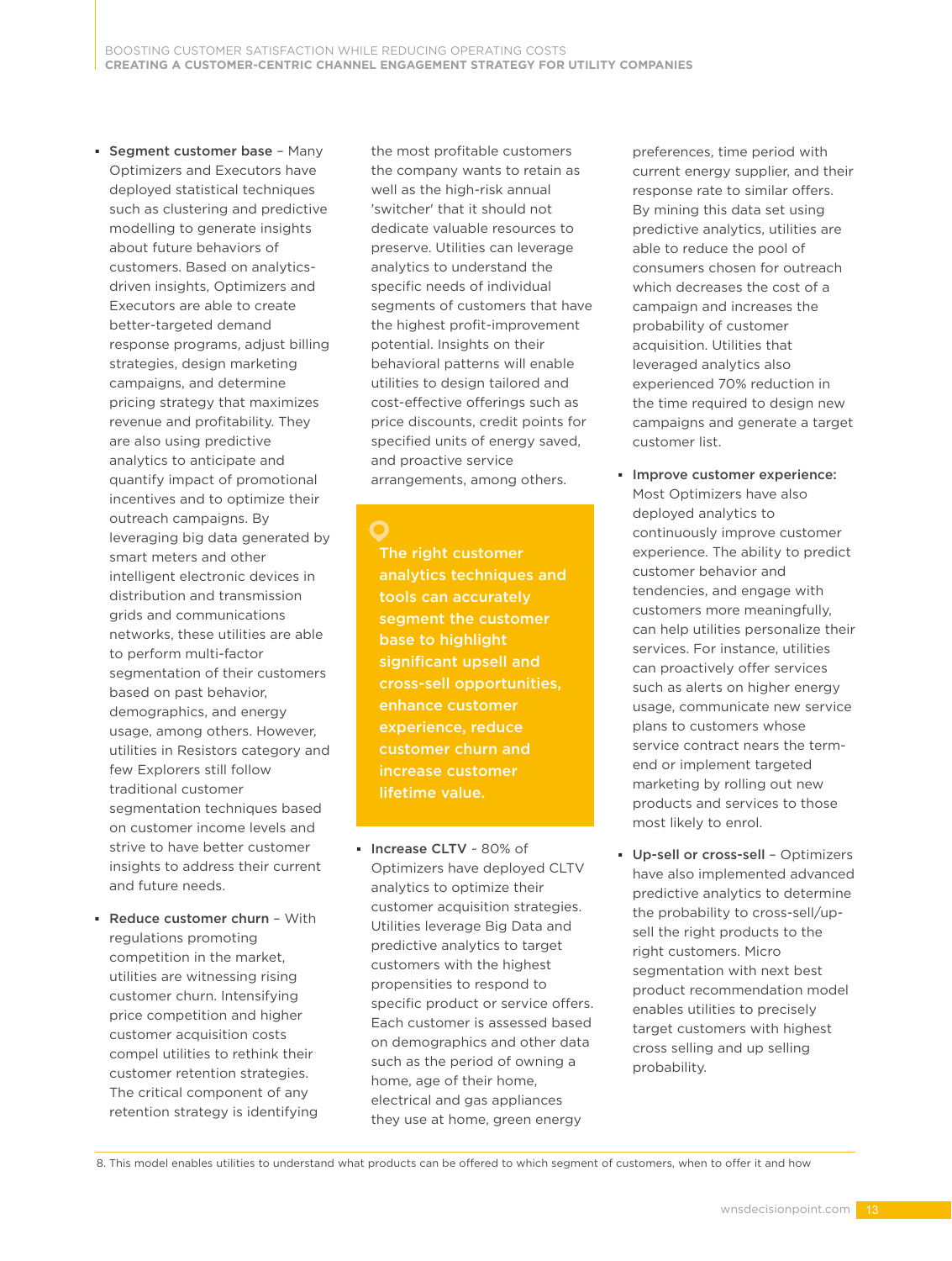- **Segment customer base** – Many Optimizers and Executors have deployed statistical techniques such as clustering and predictive modelling to generate insights about future behaviors of customers. Based on analytics-driven insights, Optimizers and Executors are able to create better-targeted demand response programs, adjust billing strategies, design marketing campaigns, and determine pricing strategy that maximizes revenue and profitability. They are also using predictive analytics to anticipate and quantify impact of promotional incentives and to optimize their outreach campaigns. By leveraging big data generated by smart meters and other intelligent electronic devices in distribution and transmission grids and communications networks, these utilities are able to perform multi-factor segmentation of their customers based on past behavior, demographics, and energy usage, among others. However, utilities in Resistors category and few Explorers still follow traditional customer segmentation techniques based on customer income levels and strive to have better customer insights to address their current and future needs.

- **Reduce customer churn** – With regulations promoting competition in the market, utilities are witnessing rising customer churn. Intensifying price competition and higher customer acquisition costs compel utilities to rethink their customer retention strategies. The critical component of any retention strategy is identifying the most profitable customers the company wants to retain as well as the high-risk annual 'switcher' that it should not dedicate valuable resources to preserve. Utilities can leverage analytics to understand the specific needs of individual segments of customers that have the highest profit-improvement potential. Insights on their behavioral patterns will enable utilities to design tailored and cost-effective offerings such as price discounts, credit points for specified units of energy saved, and proactive service arrangements, among others.

**The right customer analytics techniques and tools can accurately segment the customer base to highlight significant upsell and cross-sell opportunities, enhance customer experience, reduce customer churn and increase customer lifetime value.**

- **Increase CLTV** - 80% of Optimizers have deployed CLTV analytics to optimize their customer acquisition strategies. Utilities leverage Big Data and predictive analytics to target customers with the highest propensities to respond to specific product or service offers. Each customer is assessed based on demographics and other data such as the period of owning a home, age of their home, electrical and gas appliances they use at home, green energy preferences, time period with current energy supplier, and their response rate to similar offers. By mining this data set using predictive analytics, utilities are able to reduce the pool of consumers chosen for outreach which decreases the cost of a campaign and increases the probability of customer acquisition. Utilities that leveraged analytics also experienced 70% reduction in the time required to design new campaigns and generate a target customer list.

- **Improve customer experience:** Most Optimizers have also deployed analytics to continuously improve customer experience. The ability to predict customer behavior and tendencies, and engage with customers more meaningfully, can help utilities personalize their services. For instance, utilities can proactively offer services such as alerts on higher energy usage, communicate new service plans to customers whose service contract nears the term-end or implement targeted marketing by rolling out new products and services to those most likely to enrol.

- **Up-sell or cross-sell** – Optimizers have also implemented advanced predictive analytics to determine the probability to cross-sell/up-sell the right products to the right customers. Micro segmentation with next best product recommendation model enables utilities to precisely target customers with highest cross selling and up selling probability.

8. This model enables utilities to understand what products can be offered to which segment of customers, when to offer it and how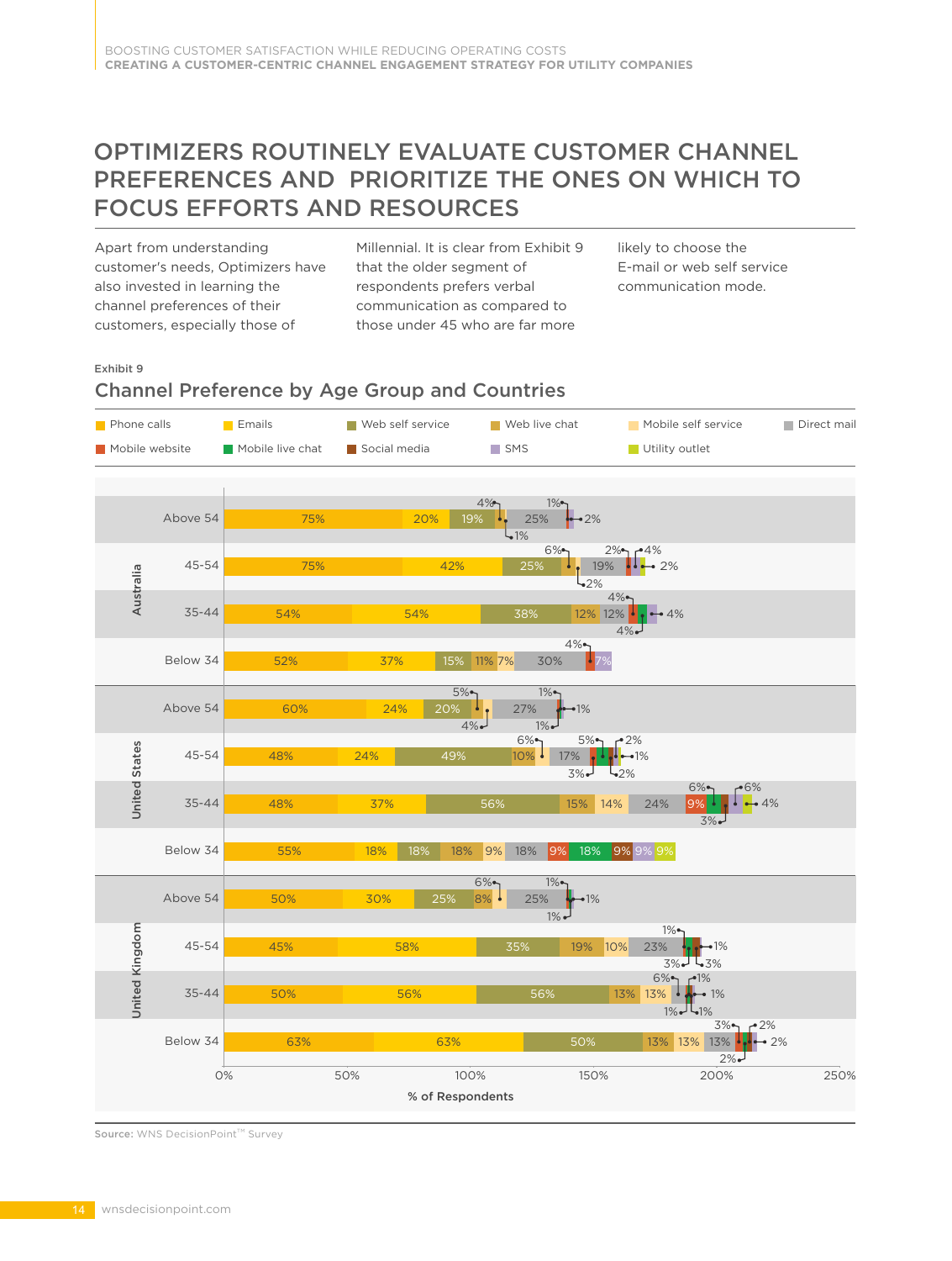# OPTIMIZERS ROUTINELY EVALUATE CUSTOMER CHANNEL PREFERENCES AND PRIORITIZE THE ONES ON WHICH TO FOCUS EFFORTS AND RESOURCES

Apart from understanding customer's needs, Optimizers have also invested in learning the channel preferences of their customers, especially those of Millennial. It is clear from Exhibit 9 that the older segment of respondents prefers verbal communication as compared to those under 45 who are far more likely to choose the E-mail or web self service communication mode.

Exhibit 9

## Channel Preference by Age Group and Countries

| Country | Age group | Phone calls | Emails | Web self service | Web live chat | Mobile self service | Direct mail | Mobile website | Mobile live chat | Social media | SMS | Utility outlet |
|---|---|---|---|---|---|---|---|---|---|---|---|---|
| Australia | Above 54 | 75% | 20% | 19% | 4% | 1% | 25% | 1% | 2% | | | |
| Australia | 45-54 | 75% | 42% | 25% | 6% | 2% | 19% | 2% | | | 4% | 2% |
| Australia | 35-44 | 54% | 54% | 38% | 12% | | 12% | 4% | 4% | | 4% | |
| Australia | Below 34 | 52% | 37% | 15% | 11% | 7% | 30% | 4% | | | 7% | |
| United States | Above 54 | 60% | 24% | 20% | 5% | 4% | 27% | 1% | 1% | 1% | | |
| United States | 45-54 | 48% | 24% | 49% | 10% | 6% | 17% | 3% | 5% | 2% | 2% | 1% |
| United States | 35-44 | 48% | 37% | 56% | 15% | 14% | 24% | 9% | 6% | 3% | 6% | 4% |
| United States | Below 34 | 55% | 18% | 18% | 18% | 9% | 18% | 9% | 18% | 9% | 9% | 9% |
| United Kingdom | Above 54 | 50% | 30% | 25% | 8% | 6% | 25% | 1% | 1% | 1% | | |
| United Kingdom | 45-54 | 45% | 58% | 35% | 19% | 10% | 23% | 1% | 3% | 3% | 1% | |
| United Kingdom | 35-44 | 50% | 56% | 56% | 13% | 13% | 6% | 1% | 1% | 1% | 1% | |
| United Kingdom | Below 34 | 63% | 63% | 50% | 13% | 13% | 13% | 3% | 2% | 2% | 2% | |

% of Respondents

**Source:** WNS DecisionPoint™ Survey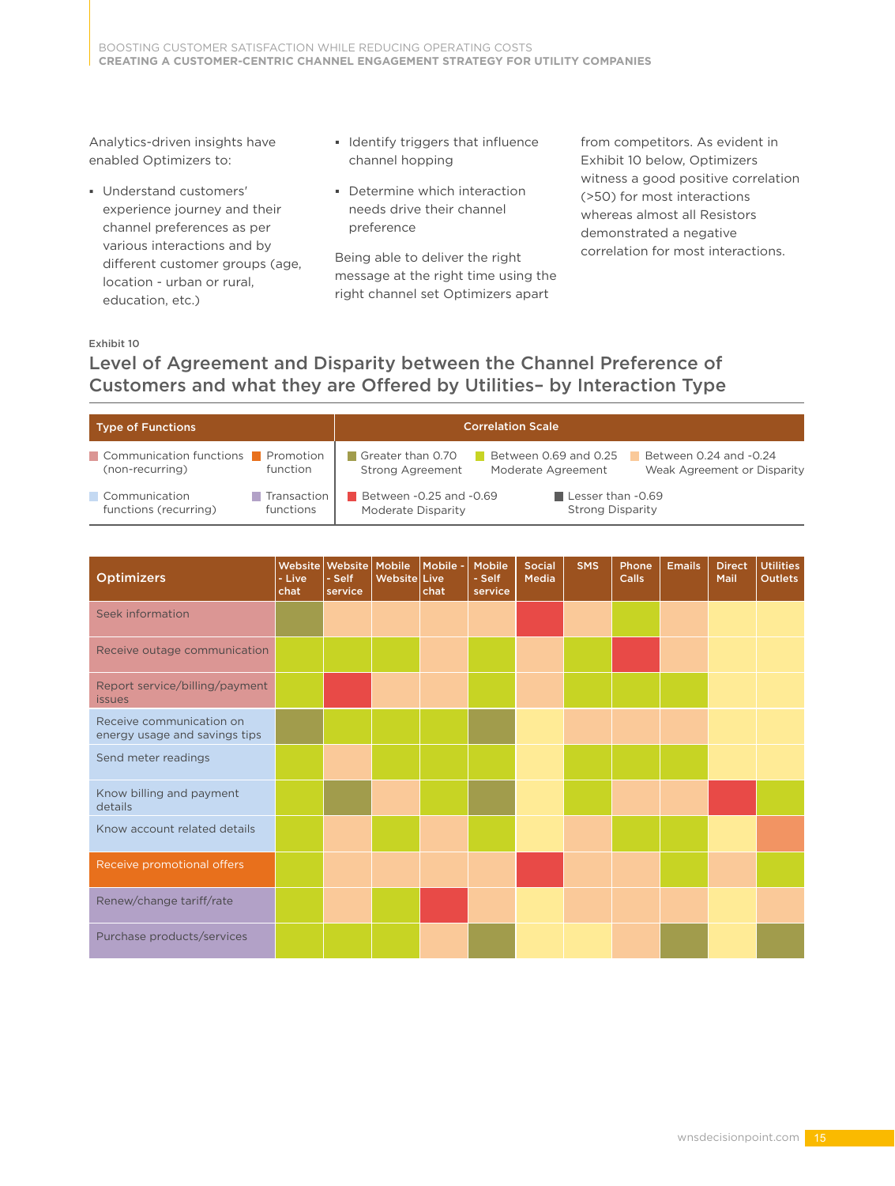Analytics-driven insights have enabled Optimizers to:

- Understand customers' experience journey and their channel preferences as per various interactions and by different customer groups (age, location - urban or rural, education, etc.)
- Identify triggers that influence channel hopping
- Determine which interaction needs drive their channel preference

Being able to deliver the right message at the right time using the right channel set Optimizers apart from competitors. As evident in Exhibit 10 below, Optimizers witness a good positive correlation (>50) for most interactions whereas almost all Resistors demonstrated a negative correlation for most interactions.

Exhibit 10

## Level of Agreement and Disparity between the Channel Preference of Customers and what they are Offered by Utilities– by Interaction Type

| Type of Functions | Correlation Scale |
|---|---|
| Communication functions (non-recurring) | Greater than 0.70 Strong Agreement |
| Promotion function | Between 0.69 and 0.25 Moderate Agreement |
| Communication functions (recurring) | Between 0.24 and -0.24 Weak Agreement or Disparity |
| Transaction functions | Between -0.25 and -0.69 Moderate Disparity |
| | Lesser than -0.69 Strong Disparity |

| Optimizers | Type of Function | Website - Live chat | Website - Self service | Mobile Website | Mobile - Live chat | Mobile - Self service | Social Media | SMS | Phone Calls | Emails | Direct Mail | Utilities Outlets |
|---|---|---|---|---|---|---|---|---|---|---|---|---|
| Seek information | Communication functions (non-recurring) | Strong Agreement | Weak Agreement or Disparity | Weak Agreement or Disparity | Weak Agreement or Disparity | Weak Agreement or Disparity | Moderate Disparity | Weak Agreement or Disparity | Moderate Agreement | Weak Agreement or Disparity | | |
| Receive outage communication | Communication functions (non-recurring) | Moderate Agreement | Moderate Agreement | Moderate Agreement | Weak Agreement or Disparity | Moderate Agreement | Weak Agreement or Disparity | Moderate Agreement | Moderate Disparity | Weak Agreement or Disparity | | |
| Report service/billing/payment issues | Communication functions (non-recurring) | Moderate Agreement | Moderate Disparity | Weak Agreement or Disparity | Weak Agreement or Disparity | Moderate Agreement | Weak Agreement or Disparity | Moderate Agreement | Moderate Agreement | Moderate Agreement | | |
| Receive communication on energy usage and savings tips | Communication functions (recurring) | Strong Agreement | Moderate Agreement | Moderate Agreement | Moderate Agreement | Strong Agreement | | Weak Agreement or Disparity | Weak Agreement or Disparity | Weak Agreement or Disparity | | |
| Send meter readings | Communication functions (recurring) | Moderate Agreement | Weak Agreement or Disparity | Moderate Agreement | Moderate Agreement | Moderate Agreement | | Moderate Agreement | Moderate Agreement | Moderate Agreement | | |
| Know billing and payment details | Communication functions (recurring) | Moderate Agreement | Strong Agreement | Weak Agreement or Disparity | Moderate Agreement | Strong Agreement | | Moderate Agreement | Weak Agreement or Disparity | Weak Agreement or Disparity | Moderate Disparity | Moderate Agreement |
| Know account related details | Communication functions (recurring) | Moderate Agreement | Weak Agreement or Disparity | Moderate Agreement | Weak Agreement or Disparity | Moderate Agreement | | Weak Agreement or Disparity | Moderate Agreement | Moderate Agreement | | |
| Receive promotional offers | Promotion function | Moderate Agreement | Weak Agreement or Disparity | Weak Agreement or Disparity | Weak Agreement or Disparity | Weak Agreement or Disparity | Moderate Disparity | Weak Agreement or Disparity | Weak Agreement or Disparity | Moderate Agreement | Weak Agreement or Disparity | Moderate Agreement |
| Renew/change tariff/rate | Transaction functions | Moderate Agreement | Weak Agreement or Disparity | Moderate Agreement | Moderate Disparity | Weak Agreement or Disparity | | Weak Agreement or Disparity | Weak Agreement or Disparity | Weak Agreement or Disparity | | Weak Agreement or Disparity |
| Purchase products/services | Transaction functions | Moderate Agreement | Moderate Agreement | Moderate Agreement | Weak Agreement or Disparity | Strong Agreement | | | Weak Agreement or Disparity | Strong Agreement | | Strong Agreement |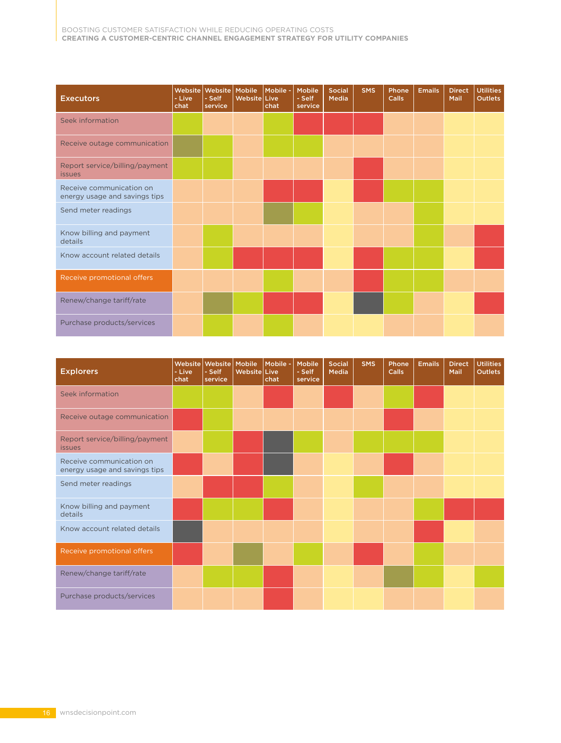| Executors | Website - Live chat | Website - Self service | Mobile Website | Mobile - Live chat | Mobile - Self service | Social Media | SMS | Phone Calls | Emails | Direct Mail | Utilities Outlets |
|---|---|---|---|---|---|---|---|---|---|---|---|
| Seek information | | | | | | | | | | | |
| Receive outage communication | | | | | | | | | | | |
| Report service/billing/payment issues | | | | | | | | | | | |
| Receive communication on energy usage and savings tips | | | | | | | | | | | |
| Send meter readings | | | | | | | | | | | |
| Know billing and payment details | | | | | | | | | | | |
| Know account related details | | | | | | | | | | | |
| Receive promotional offers | | | | | | | | | | | |
| Renew/change tariff/rate | | | | | | | | | | | |
| Purchase products/services | | | | | | | | | | | |

| Explorers | Website - Live chat | Website - Self service | Mobile Website | Mobile - Live chat | Mobile - Self service | Social Media | SMS | Phone Calls | Emails | Direct Mail | Utilities Outlets |
|---|---|---|---|---|---|---|---|---|---|---|---|
| Seek information | | | | | | | | | | | |
| Receive outage communication | | | | | | | | | | | |
| Report service/billing/payment issues | | | | | | | | | | | |
| Receive communication on energy usage and savings tips | | | | | | | | | | | |
| Send meter readings | | | | | | | | | | | |
| Know billing and payment details | | | | | | | | | | | |
| Know account related details | | | | | | | | | | | |
| Receive promotional offers | | | | | | | | | | | |
| Renew/change tariff/rate | | | | | | | | | | | |
| Purchase products/services | | | | | | | | | | | |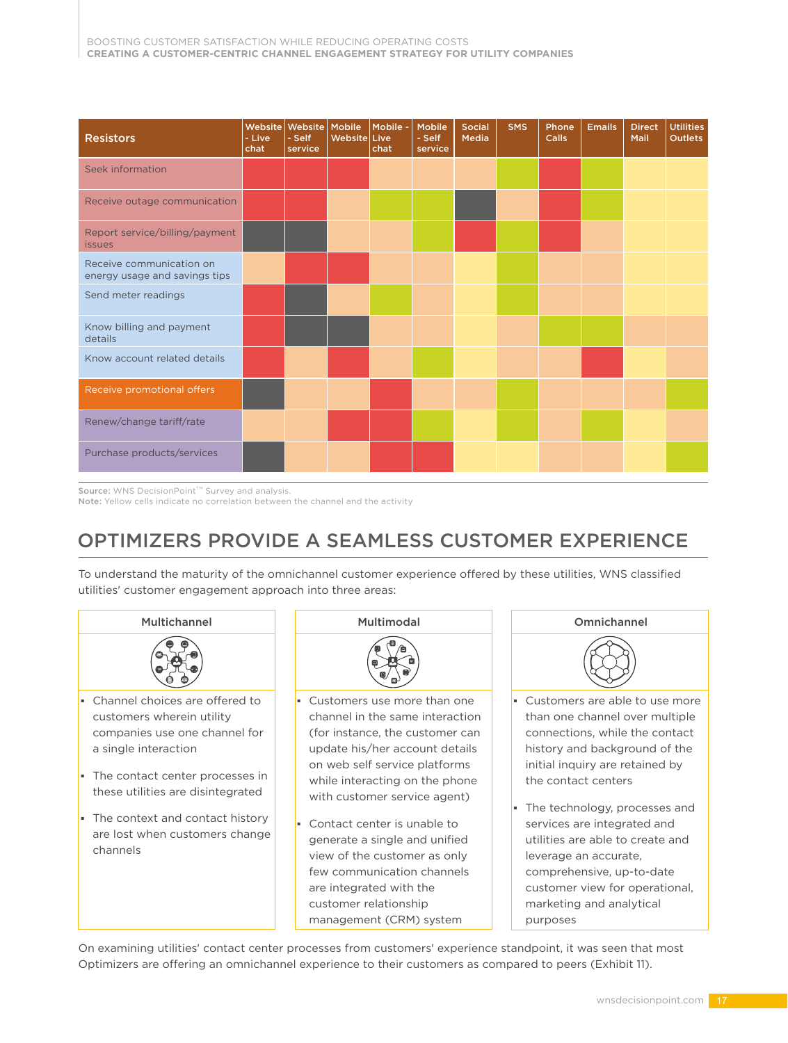| Resistors | Website - Live chat | Website - Self service | Mobile Website | Mobile - Live chat | Mobile - Self service | Social Media | SMS | Phone Calls | Emails | Direct Mail | Utilities Outlets |
|---|---|---|---|---|---|---|---|---|---|---|---|
| Seek information | | | | | | | | | | | |
| Receive outage communication | | | | | | | | | | | |
| Report service/billing/payment issues | | | | | | | | | | | |
| Receive communication on energy usage and savings tips | | | | | | | | | | | |
| Send meter readings | | | | | | | | | | | |
| Know billing and payment details | | | | | | | | | | | |
| Know account related details | | | | | | | | | | | |
| Receive promotional offers | | | | | | | | | | | |
| Renew/change tariff/rate | | | | | | | | | | | |
| Purchase products/services | | | | | | | | | | | |

**Source:** WNS DecisionPoint™ Survey and analysis.
**Note:** Yellow cells indicate no correlation between the channel and the activity

## OPTIMIZERS PROVIDE A SEAMLESS CUSTOMER EXPERIENCE

To understand the maturity of the omnichannel customer experience offered by these utilities, WNS classified utilities' customer engagement approach into three areas:

**Multichannel**

- Channel choices are offered to customers wherein utility companies use one channel for a single interaction
- The contact center processes in these utilities are disintegrated
- The context and contact history are lost when customers change channels

**Multimodal**

- Customers use more than one channel in the same interaction (for instance, the customer can update his/her account details on web self service platforms while interacting on the phone with customer service agent)
- Contact center is unable to generate a single and unified view of the customer as only few communication channels are integrated with the customer relationship management (CRM) system

**Omnichannel**

- Customers are able to use more than one channel over multiple connections, while the contact history and background of the initial inquiry are retained by the contact centers
- The technology, processes and services are integrated and utilities are able to create and leverage an accurate, comprehensive, up-to-date customer view for operational, marketing and analytical purposes

On examining utilities' contact center processes from customers' experience standpoint, it was seen that most Optimizers are offering an omnichannel experience to their customers as compared to peers (Exhibit 11).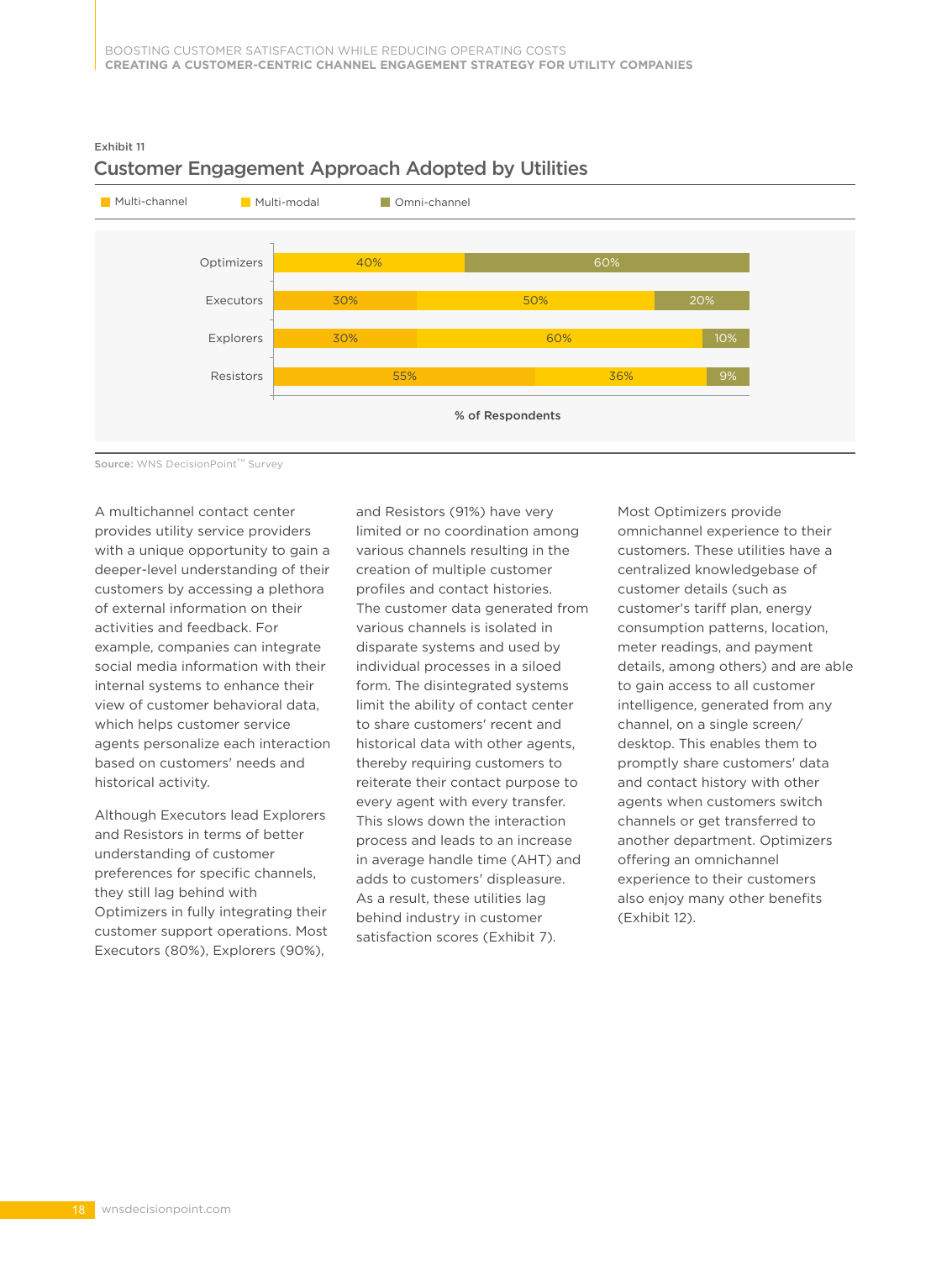Exhibit 11

## Customer Engagement Approach Adopted by Utilities

| | Multi-channel | Multi-modal | Omni-channel |
|---|---|---|---|
| Optimizers | 40% | | 60% |
| Executors | 30% | 50% | 20% |
| Explorers | 30% | 60% | 10% |
| Resistors | 55% | 36% | 9% |

% of Respondents

**Source:** WNS DecisionPoint™ Survey

A multichannel contact center provides utility service providers with a unique opportunity to gain a deeper-level understanding of their customers by accessing a plethora of external information on their activities and feedback. For example, companies can integrate social media information with their internal systems to enhance their view of customer behavioral data, which helps customer service agents personalize each interaction based on customers' needs and historical activity.

Although Executors lead Explorers and Resistors in terms of better understanding of customer preferences for specific channels, they still lag behind with Optimizers in fully integrating their customer support operations. Most Executors (80%), Explorers (90%), and Resistors (91%) have very limited or no coordination among various channels resulting in the creation of multiple customer profiles and contact histories. The customer data generated from various channels is isolated in disparate systems and used by individual processes in a siloed form. The disintegrated systems limit the ability of contact center to share customers' recent and historical data with other agents, thereby requiring customers to reiterate their contact purpose to every agent with every transfer. This slows down the interaction process and leads to an increase in average handle time (AHT) and adds to customers' displeasure. As a result, these utilities lag behind industry in customer satisfaction scores (Exhibit 7).

Most Optimizers provide omnichannel experience to their customers. These utilities have a centralized knowledgebase of customer details (such as customer's tariff plan, energy consumption patterns, location, meter readings, and payment details, among others) and are able to gain access to all customer intelligence, generated from any channel, on a single screen/desktop. This enables them to promptly share customers' data and contact history with other agents when customers switch channels or get transferred to another department. Optimizers offering an omnichannel experience to their customers also enjoy many other benefits (Exhibit 12).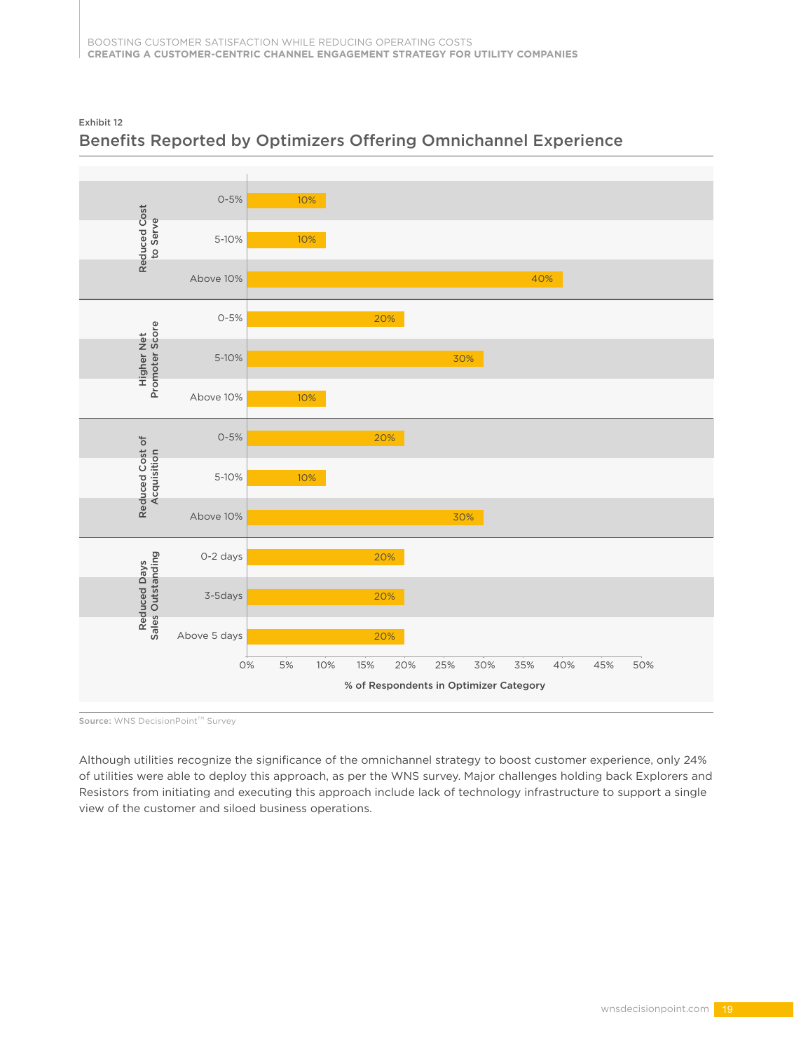Exhibit 12

## Benefits Reported by Optimizers Offering Omnichannel Experience

| Benefit | Range | % of Respondents in Optimizer Category |
|---|---|---|
| Reduced Cost to Serve | 0-5% | 10% |
| | 5-10% | 10% |
| | Above 10% | 40% |
| Higher Net Promoter Score | 0-5% | 20% |
| | 5-10% | 30% |
| | Above 10% | 10% |
| Reduced Cost of Acquisition | 0-5% | 20% |
| | 5-10% | 10% |
| | Above 10% | 30% |
| Reduced Days Sales Outstanding | 0-2 days | 20% |
| | 3-5days | 20% |
| | Above 5 days | 20% |

**Source:** WNS DecisionPoint™ Survey

Although utilities recognize the significance of the omnichannel strategy to boost customer experience, only 24% of utilities were able to deploy this approach, as per the WNS survey. Major challenges holding back Explorers and Resistors from initiating and executing this approach include lack of technology infrastructure to support a single view of the customer and siloed business operations.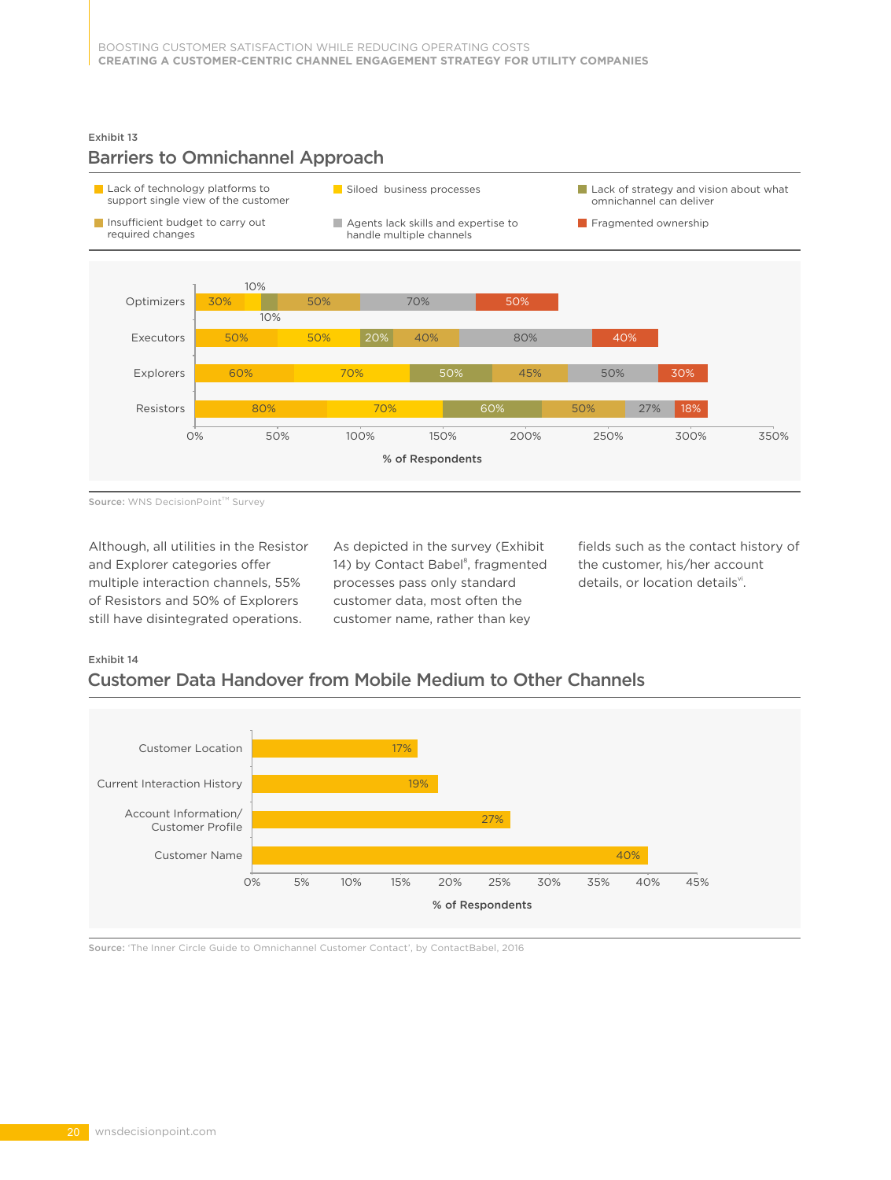Exhibit 13

## Barriers to Omnichannel Approach

| | Lack of technology platforms to support single view of the customer | Siloed business processes | Lack of strategy and vision about what omnichannel can deliver | Insufficient budget to carry out required changes | Agents lack skills and expertise to handle multiple channels | Fragmented ownership |
|---|---|---|---|---|---|---|
| Optimizers | 30% | 10% | 10% | 50% | 70% | 50% |
| Executors | 50% | 50% | 20% | 40% | 80% | 40% |
| Explorers | 60% | 70% | 50% | 45% | 50% | 30% |
| Resistors | 80% | 70% | 60% | 50% | 27% | 18% |

% of Respondents

**Source:** WNS DecisionPoint™ Survey

Although, all utilities in the Resistor and Explorer categories offer multiple interaction channels, 55% of Resistors and 50% of Explorers still have disintegrated operations.

As depicted in the survey (Exhibit 14) by Contact Babel[8], fragmented processes pass only standard customer data, most often the customer name, rather than key fields such as the contact history of the customer, his/her account details, or location details[vi].

Exhibit 14

## Customer Data Handover from Mobile Medium to Other Channels

| | % of Respondents |
|---|---|
| Customer Location | 17% |
| Current Interaction History | 19% |
| Account Information/ Customer Profile | 27% |
| Customer Name | 40% |

**Source:** 'The Inner Circle Guide to Omnichannel Customer Contact', by ContactBabel, 2016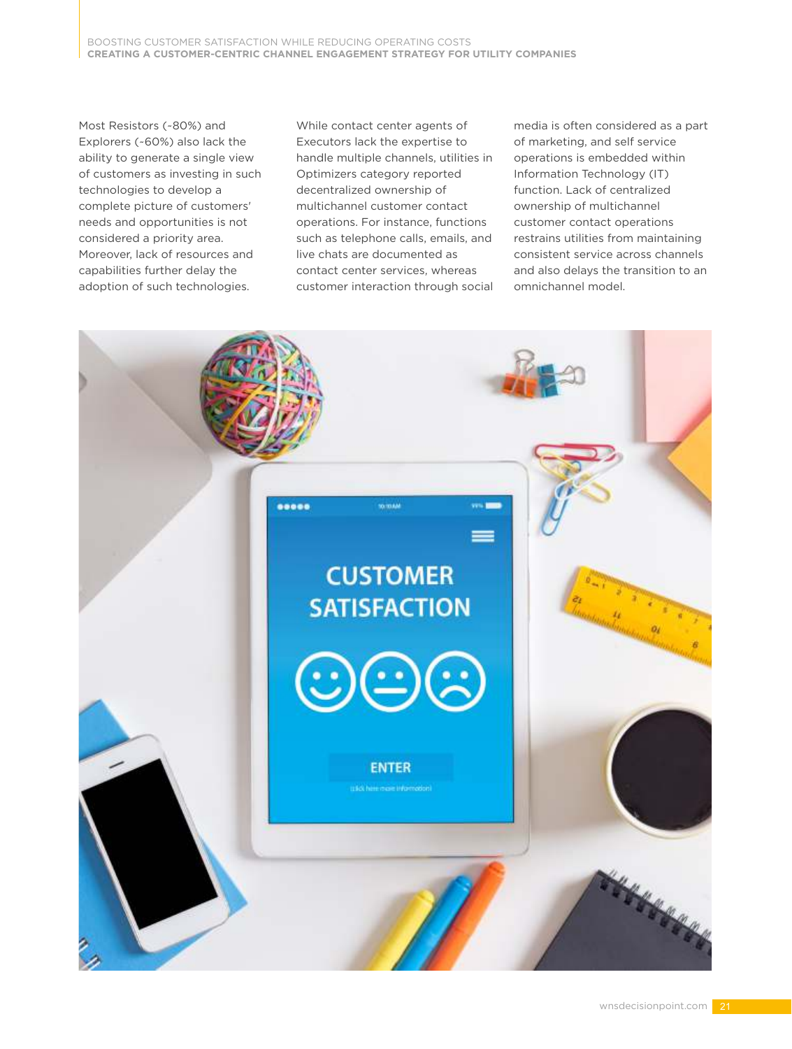Most Resistors (~80%) and Explorers (~60%) also lack the ability to generate a single view of customers as investing in such technologies to develop a complete picture of customers' needs and opportunities is not considered a priority area. Moreover, lack of resources and capabilities further delay the adoption of such technologies.

While contact center agents of Executors lack the expertise to handle multiple channels, utilities in Optimizers category reported decentralized ownership of multichannel customer contact operations. For instance, functions such as telephone calls, emails, and live chats are documented as contact center services, whereas customer interaction through social media is often considered as a part of marketing, and self service operations is embedded within Information Technology (IT) function. Lack of centralized ownership of multichannel customer contact operations restrains utilities from maintaining consistent service across channels and also delays the transition to an omnichannel model.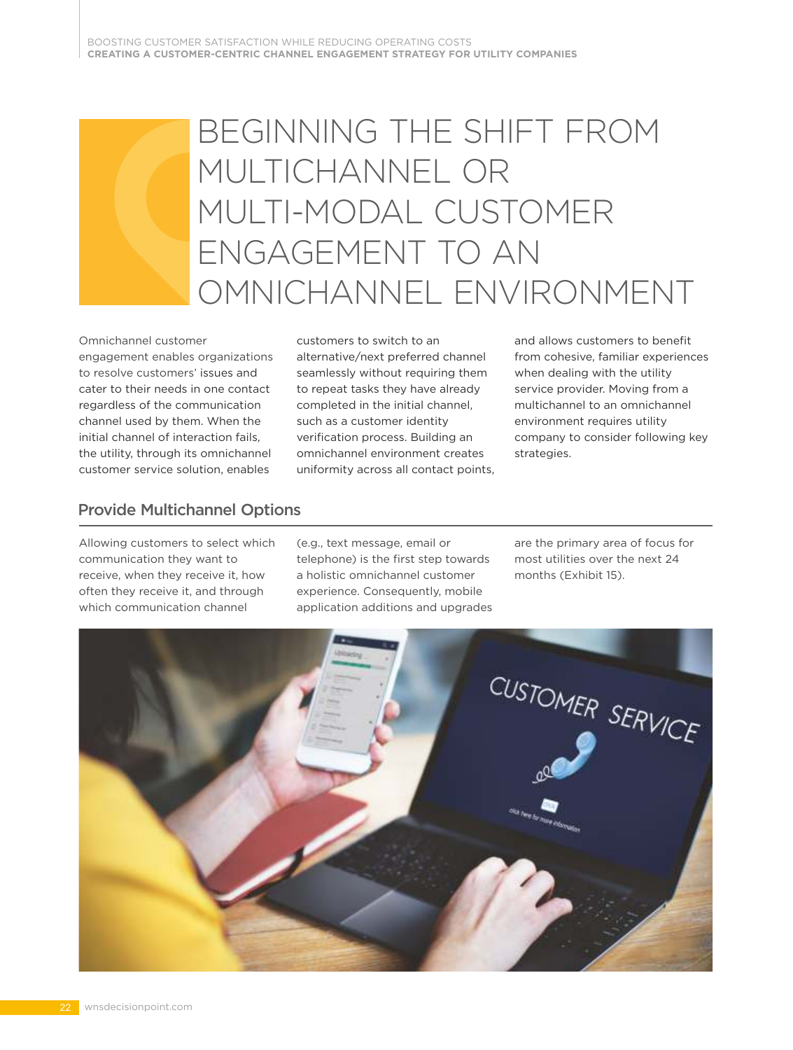# BEGINNING THE SHIFT FROM MULTICHANNEL OR MULTI-MODAL CUSTOMER ENGAGEMENT TO AN OMNICHANNEL ENVIRONMENT

Omnichannel customer engagement enables organizations to resolve customers' issues and cater to their needs in one contact regardless of the communication channel used by them. When the initial channel of interaction fails, the utility, through its omnichannel customer service solution, enables customers to switch to an alternative/next preferred channel seamlessly without requiring them to repeat tasks they have already completed in the initial channel, such as a customer identity verification process. Building an omnichannel environment creates uniformity across all contact points, and allows customers to benefit from cohesive, familiar experiences when dealing with the utility service provider. Moving from a multichannel to an omnichannel environment requires utility company to consider following key strategies.

## Provide Multichannel Options

Allowing customers to select which communication they want to receive, when they receive it, how often they receive it, and through which communication channel (e.g., text message, email or telephone) is the first step towards a holistic omnichannel customer experience. Consequently, mobile application additions and upgrades are the primary area of focus for most utilities over the next 24 months (Exhibit 15).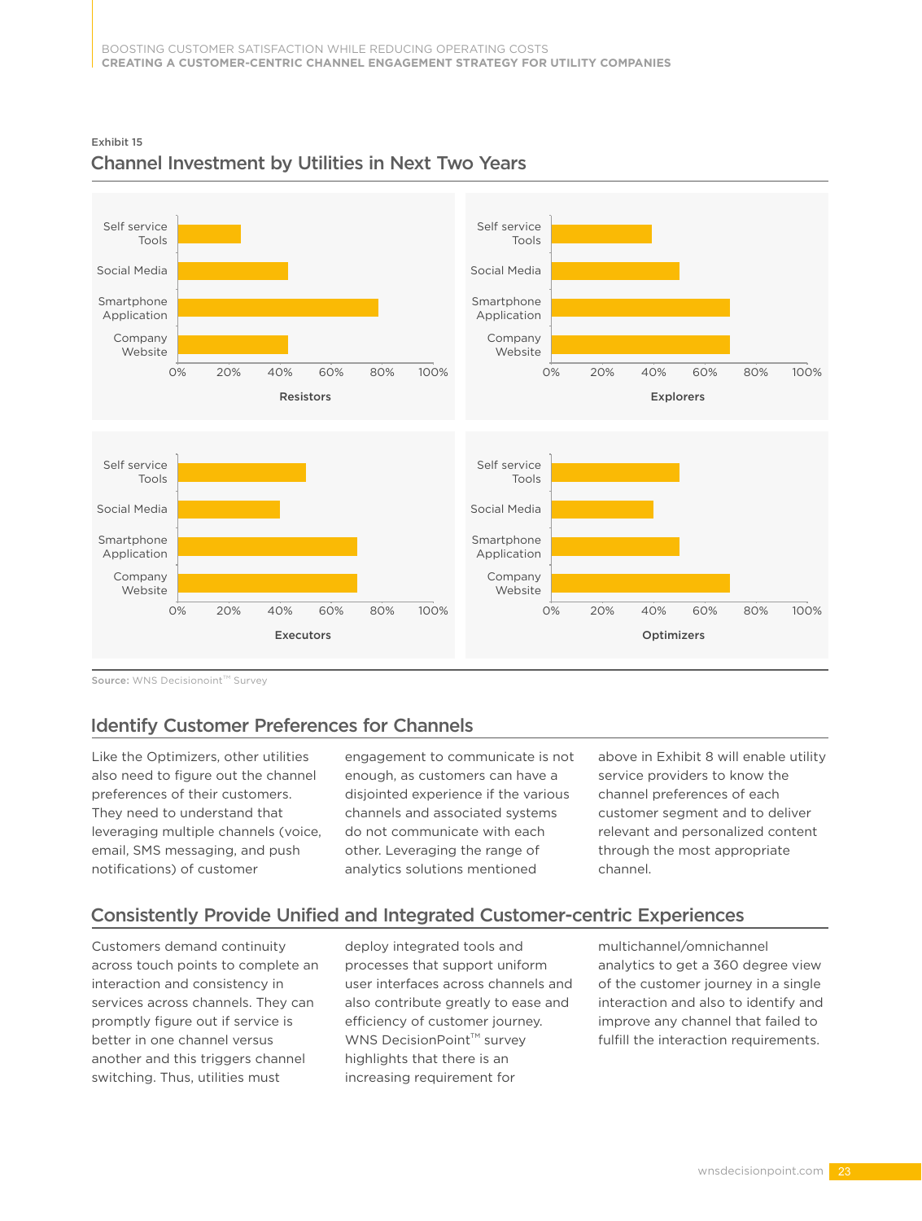Exhibit 15

## Channel Investment by Utilities in Next Two Years

**Resistors**

| Channel | Value |
|---|---|
| Self service Tools | 25% |
| Social Media | 43% |
| Smartphone Application | 79% |
| Company Website | 43% |

**Explorers**

| Channel | Value |
|---|---|
| Self service Tools | 39% |
| Social Media | 50% |
| Smartphone Application | 70% |
| Company Website | 70% |

**Executors**

| Channel | Value |
|---|---|
| Self service Tools | 50% |
| Social Media | 40% |
| Smartphone Application | 70% |
| Company Website | 70% |

**Optimizers**

| Channel | Value |
|---|---|
| Self service Tools | 50% |
| Social Media | 40% |
| Smartphone Application | 50% |
| Company Website | 70% |

**Source:** WNS Decisionoint™ Survey

## Identify Customer Preferences for Channels

Like the Optimizers, other utilities also need to figure out the channel preferences of their customers. They need to understand that leveraging multiple channels (voice, email, SMS messaging, and push notifications) of customer engagement to communicate is not enough, as customers can have a disjointed experience if the various channels and associated systems do not communicate with each other. Leveraging the range of analytics solutions mentioned above in Exhibit 8 will enable utility service providers to know the channel preferences of each customer segment and to deliver relevant and personalized content through the most appropriate channel.

## Consistently Provide Unified and Integrated Customer-centric Experiences

Customers demand continuity across touch points to complete an interaction and consistency in services across channels. They can promptly figure out if service is better in one channel versus another and this triggers channel switching. Thus, utilities must deploy integrated tools and processes that support uniform user interfaces across channels and also contribute greatly to ease and efficiency of customer journey. WNS DecisionPoint™ survey highlights that there is an increasing requirement for multichannel/omnichannel analytics to get a 360 degree view of the customer journey in a single interaction and also to identify and improve any channel that failed to fulfill the interaction requirements.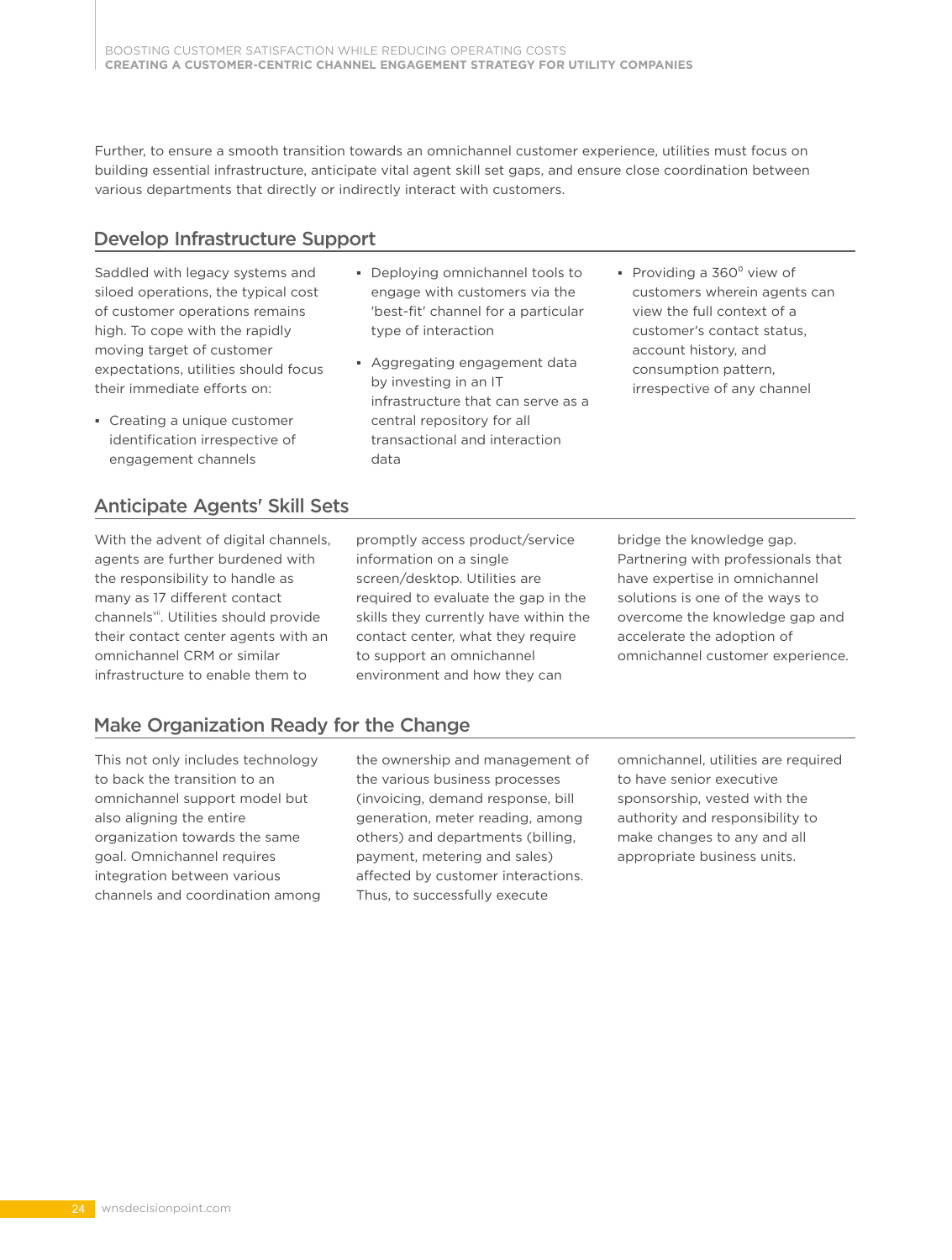Further, to ensure a smooth transition towards an omnichannel customer experience, utilities must focus on building essential infrastructure, anticipate vital agent skill set gaps, and ensure close coordination between various departments that directly or indirectly interact with customers.

## Develop Infrastructure Support

Saddled with legacy systems and siloed operations, the typical cost of customer operations remains high. To cope with the rapidly moving target of customer expectations, utilities should focus their immediate efforts on:

- Creating a unique customer identification irrespective of engagement channels
- Deploying omnichannel tools to engage with customers via the 'best-fit' channel for a particular type of interaction
- Aggregating engagement data by investing in an IT infrastructure that can serve as a central repository for all transactional and interaction data
- Providing a 360° view of customers wherein agents can view the full context of a customer's contact status, account history, and consumption pattern, irrespective of any channel

## Anticipate Agents' Skill Sets

With the advent of digital channels, agents are further burdened with the responsibility to handle as many as 17 different contact channels[vii]. Utilities should provide their contact center agents with an omnichannel CRM or similar infrastructure to enable them to promptly access product/service information on a single screen/desktop. Utilities are required to evaluate the gap in the skills they currently have within the contact center, what they require to support an omnichannel environment and how they can bridge the knowledge gap. Partnering with professionals that have expertise in omnichannel solutions is one of the ways to overcome the knowledge gap and accelerate the adoption of omnichannel customer experience.

## Make Organization Ready for the Change

This not only includes technology to back the transition to an omnichannel support model but also aligning the entire organization towards the same goal. Omnichannel requires integration between various channels and coordination among the ownership and management of the various business processes (invoicing, demand response, bill generation, meter reading, among others) and departments (billing, payment, metering and sales) affected by customer interactions. Thus, to successfully execute omnichannel, utilities are required to have senior executive sponsorship, vested with the authority and responsibility to make changes to any and all appropriate business units.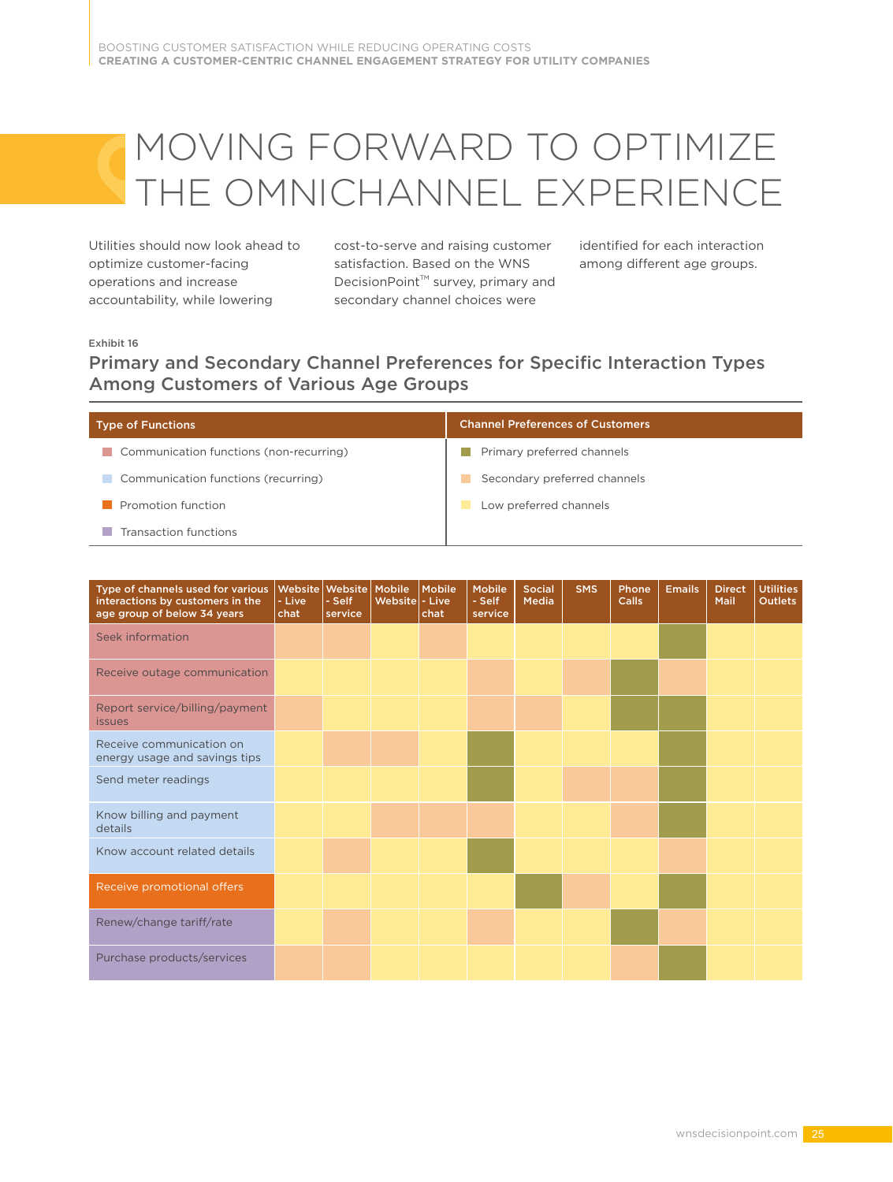# MOVING FORWARD TO OPTIMIZE THE OMNICHANNEL EXPERIENCE

Utilities should now look ahead to optimize customer-facing operations and increase accountability, while lowering cost-to-serve and raising customer satisfaction. Based on the WNS DecisionPoint™ survey, primary and secondary channel choices were identified for each interaction among different age groups.

Exhibit 16

## Primary and Secondary Channel Preferences for Specific Interaction Types Among Customers of Various Age Groups

| Type of Functions | Channel Preferences of Customers |
|---|---|
| Communication functions (non-recurring) | Primary preferred channels |
| Communication functions (recurring) | Secondary preferred channels |
| Promotion function | Low preferred channels |
| Transaction functions | |

| Type of channels used for various interactions by customers in the age group of below 34 years | Type of Function | Website - Live chat | Website - Self service | Mobile Website | Mobile - Live chat | Mobile - Self service | Social Media | SMS | Phone Calls | Emails | Direct Mail | Utilities Outlets |
|---|---|---|---|---|---|---|---|---|---|---|---|---|
| Seek information | Communication functions (non-recurring) | Secondary | Secondary | Low | Secondary | Low | Low | Low | Low | Primary | Low | Low |
| Receive outage communication | Communication functions (non-recurring) | Low | Low | Low | Low | Secondary | Low | Secondary | Primary | Secondary | Low | Low |
| Report service/billing/payment issues | Communication functions (non-recurring) | Secondary | Low | Low | Low | Secondary | Secondary | Low | Primary | Primary | Low | Low |
| Receive communication on energy usage and savings tips | Communication functions (recurring) | Low | Secondary | Secondary | Low | Primary | Low | Low | Low | Primary | Low | Low |
| Send meter readings | Communication functions (recurring) | Low | Low | Low | Low | Primary | Low | Secondary | Secondary | Primary | Low | Low |
| Know billing and payment details | Communication functions (recurring) | Low | Low | Secondary | Secondary | Secondary | Low | Low | Secondary | Primary | Low | Low |
| Know account related details | Communication functions (recurring) | Low | Secondary | Low | Low | Primary | Low | Low | Low | Secondary | Low | Low |
| Receive promotional offers | Promotion function | Low | Low | Low | Low | Low | Primary | Secondary | Low | Primary | Low | Low |
| Renew/change tariff/rate | Transaction functions | Low | Secondary | Low | Low | Secondary | Low | Low | Primary | Secondary | Low | Low |
| Purchase products/services | Transaction functions | Secondary | Secondary | Low | Low | Low | Low | Low | Secondary | Primary | Low | Low |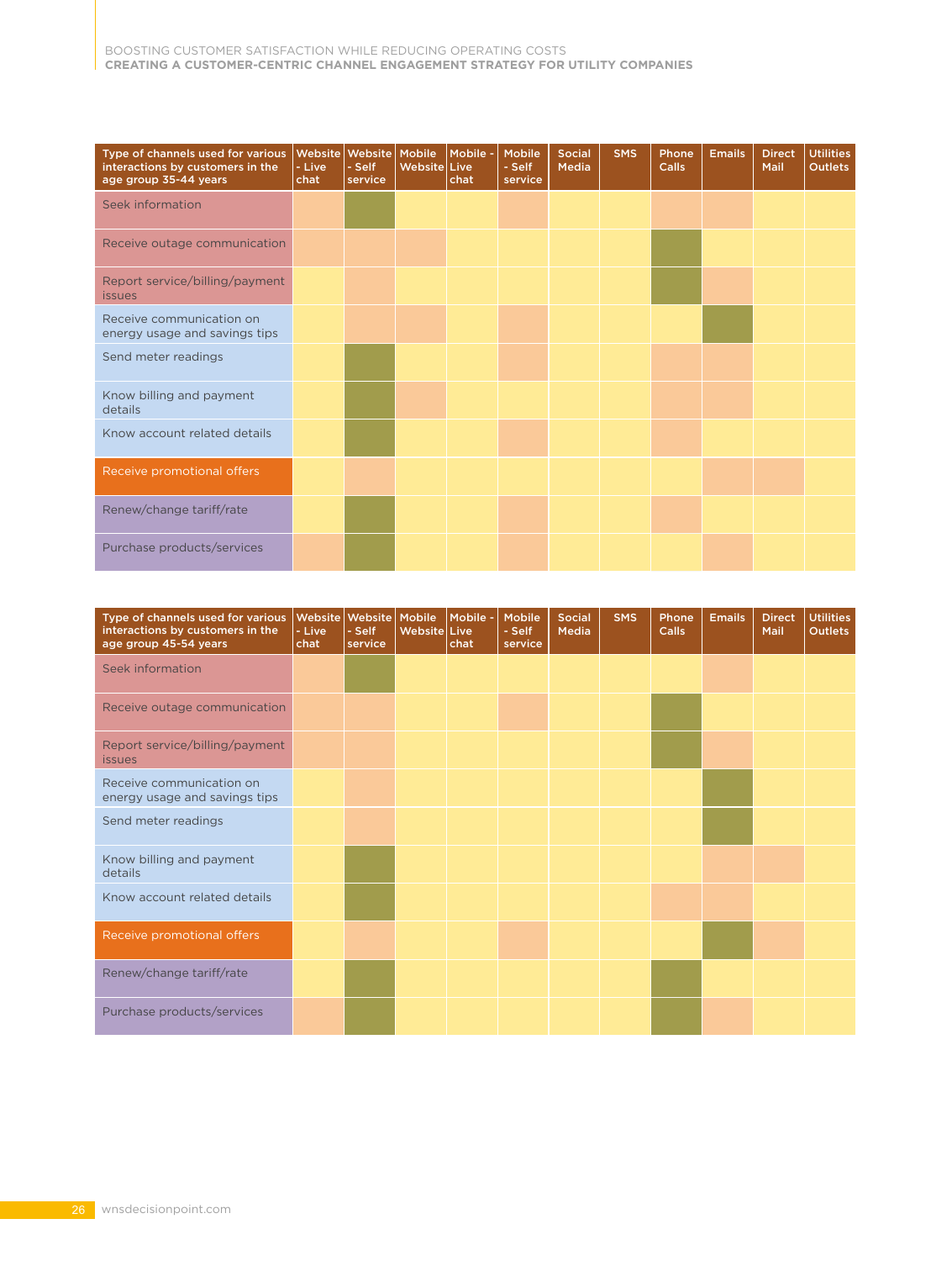| Type of channels used for various interactions by customers in the age group 35-44 years | Website - Live chat | Website - Self service | Mobile Website | Mobile - Live chat | Mobile - Self service | Social Media | SMS | Phone Calls | Emails | Direct Mail | Utilities Outlets |
|---|---|---|---|---|---|---|---|---|---|---|---|
| Seek information | | | | | | | | | | | |
| Receive outage communication | | | | | | | | | | | |
| Report service/billing/payment issues | | | | | | | | | | | |
| Receive communication on energy usage and savings tips | | | | | | | | | | | |
| Send meter readings | | | | | | | | | | | |
| Know billing and payment details | | | | | | | | | | | |
| Know account related details | | | | | | | | | | | |
| Receive promotional offers | | | | | | | | | | | |
| Renew/change tariff/rate | | | | | | | | | | | |
| Purchase products/services | | | | | | | | | | | |

| Type of channels used for various interactions by customers in the age group 45-54 years | Website - Live chat | Website - Self service | Mobile Website | Mobile - Live chat | Mobile - Self service | Social Media | SMS | Phone Calls | Emails | Direct Mail | Utilities Outlets |
|---|---|---|---|---|---|---|---|---|---|---|---|
| Seek information | | | | | | | | | | | |
| Receive outage communication | | | | | | | | | | | |
| Report service/billing/payment issues | | | | | | | | | | | |
| Receive communication on energy usage and savings tips | | | | | | | | | | | |
| Send meter readings | | | | | | | | | | | |
| Know billing and payment details | | | | | | | | | | | |
| Know account related details | | | | | | | | | | | |
| Receive promotional offers | | | | | | | | | | | |
| Renew/change tariff/rate | | | | | | | | | | | |
| Purchase products/services | | | | | | | | | | | |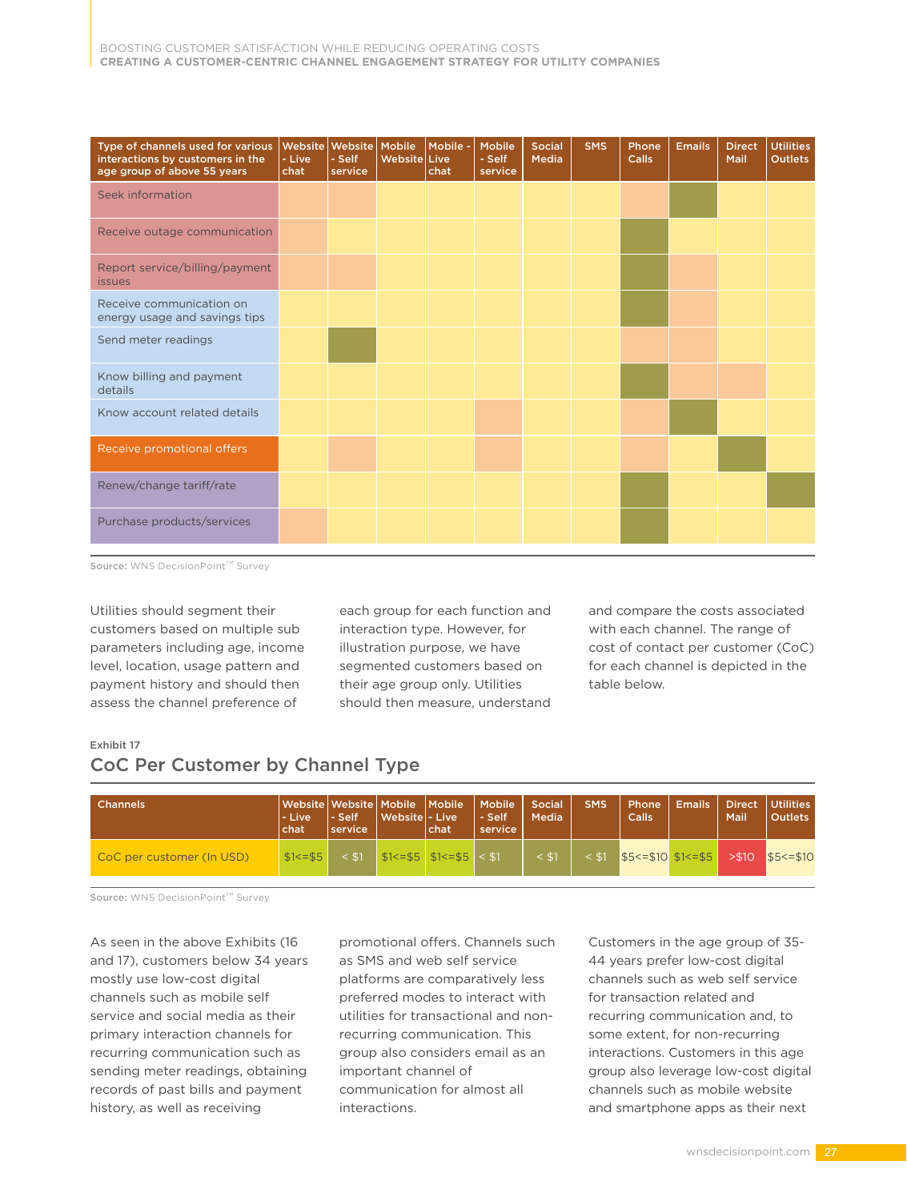| Type of channels used for various interactions by customers in the age group of above 55 years | Website - Live chat | Website - Self service | Mobile Website | Mobile - Live chat | Mobile - Self service | Social Media | SMS | Phone Calls | Emails | Direct Mail | Utilities Outlets |
|---|---|---|---|---|---|---|---|---|---|---|---|
| Seek information | | | | | | | | | | | |
| Receive outage communication | | | | | | | | | | | |
| Report service/billing/payment issues | | | | | | | | | | | |
| Receive communication on energy usage and savings tips | | | | | | | | | | | |
| Send meter readings | | | | | | | | | | | |
| Know billing and payment details | | | | | | | | | | | |
| Know account related details | | | | | | | | | | | |
| Receive promotional offers | | | | | | | | | | | |
| Renew/change tariff/rate | | | | | | | | | | | |
| Purchase products/services | | | | | | | | | | | |

Source: WNS DecisionPoint™ Survey

Utilities should segment their customers based on multiple sub parameters including age, income level, location, usage pattern and payment history and should then assess the channel preference of each group for each function and interaction type. However, for illustration purpose, we have segmented customers based on their age group only. Utilities should then measure, understand and compare the costs associated with each channel. The range of cost of contact per customer (CoC) for each channel is depicted in the table below.

Exhibit 17

## CoC Per Customer by Channel Type

| Channels | Website - Live chat | Website - Self service | Mobile Website | Mobile - Live chat | Mobile - Self service | Social Media | SMS | Phone Calls | Emails | Direct Mail | Utilities Outlets |
|---|---|---|---|---|---|---|---|---|---|---|---|
| CoC per customer (In USD) | $1<=$5 | < $1 | $1<=$5 | $1<=$5 | < $1 | < $1 | < $1 | $5<=$10 | $1<=$5 | >$10 | $5<=$10 |

Source: WNS DecisionPoint™ Survey

As seen in the above Exhibits (16 and 17), customers below 34 years mostly use low-cost digital channels such as mobile self service and social media as their primary interaction channels for recurring communication such as sending meter readings, obtaining records of past bills and payment history, as well as receiving promotional offers. Channels such as SMS and web self service platforms are comparatively less preferred modes to interact with utilities for transactional and non-recurring communication. This group also considers email as an important channel of communication for almost all interactions.

Customers in the age group of 35-44 years prefer low-cost digital channels such as web self service for transaction related and recurring communication and, to some extent, for non-recurring interactions. Customers in this age group also leverage low-cost digital channels such as mobile website and smartphone apps as their next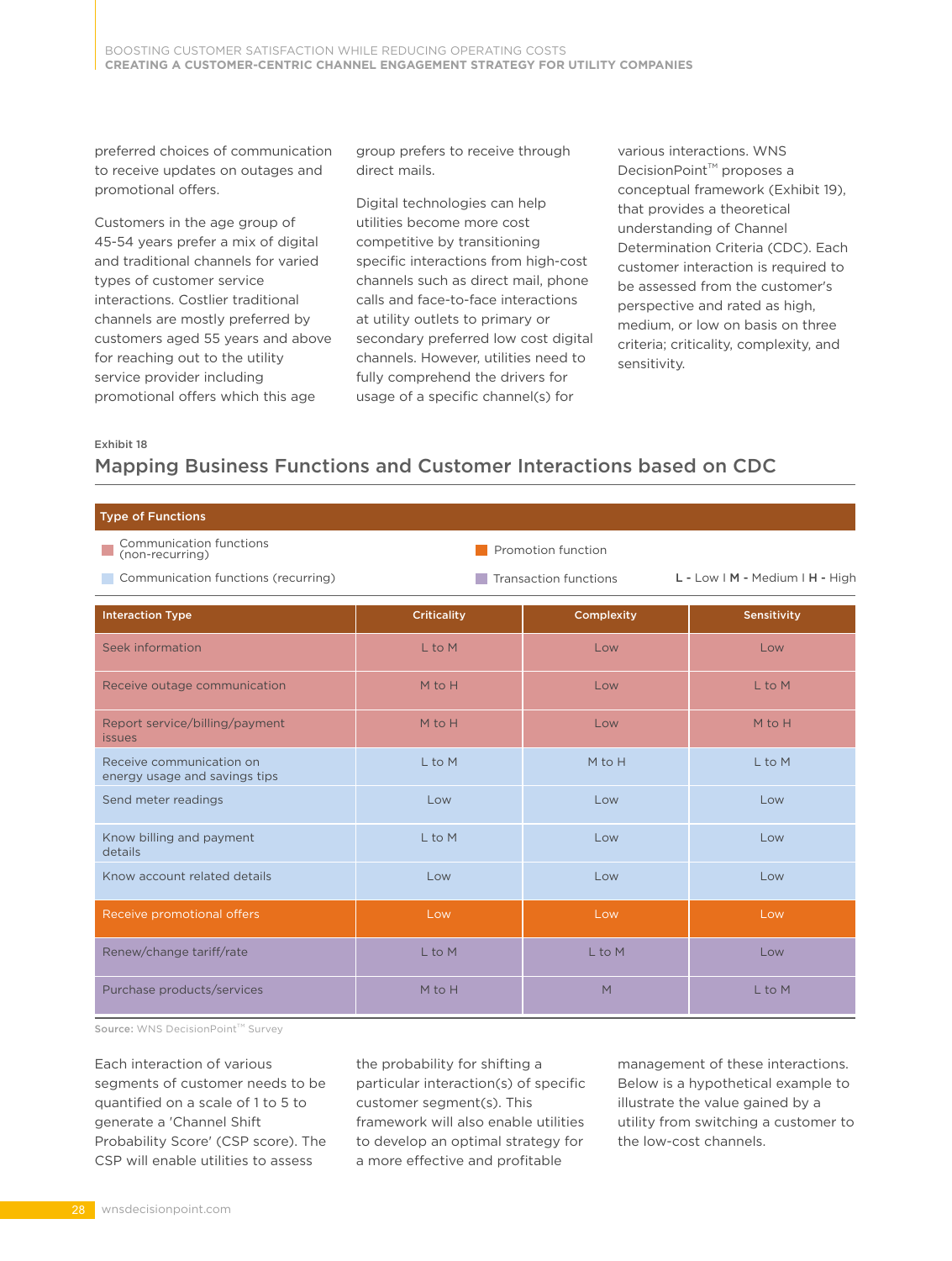preferred choices of communication to receive updates on outages and promotional offers.

Customers in the age group of 45-54 years prefer a mix of digital and traditional channels for varied types of customer service interactions. Costlier traditional channels are mostly preferred by customers aged 55 years and above for reaching out to the utility service provider including promotional offers which this age group prefers to receive through direct mails.

Digital technologies can help utilities become more cost competitive by transitioning specific interactions from high-cost channels such as direct mail, phone calls and face-to-face interactions at utility outlets to primary or secondary preferred low cost digital channels. However, utilities need to fully comprehend the drivers for usage of a specific channel(s) for various interactions. WNS DecisionPoint™ proposes a conceptual framework (Exhibit 19), that provides a theoretical understanding of Channel Determination Criteria (CDC). Each customer interaction is required to be assessed from the customer's perspective and rated as high, medium, or low on basis on three criteria; criticality, complexity, and sensitivity.

Exhibit 18

## Mapping Business Functions and Customer Interactions based on CDC

**Type of Functions**

- Communication functions (non-recurring)
- Communication functions (recurring)
- Promotion function
- Transaction functions

L - Low | M - Medium | H - High

| Interaction Type | Criticality | Complexity | Sensitivity |
|---|---|---|---|
| Seek information | L to M | Low | Low |
| Receive outage communication | M to H | Low | L to M |
| Report service/billing/payment issues | M to H | Low | M to H |
| Receive communication on energy usage and savings tips | L to M | M to H | L to M |
| Send meter readings | Low | Low | Low |
| Know billing and payment details | L to M | Low | Low |
| Know account related details | Low | Low | Low |
| Receive promotional offers | Low | Low | Low |
| Renew/change tariff/rate | L to M | L to M | Low |
| Purchase products/services | M to H | M | L to M |

**Source:** WNS DecisionPoint™ Survey

Each interaction of various segments of customer needs to be quantified on a scale of 1 to 5 to generate a 'Channel Shift Probability Score' (CSP score). The CSP will enable utilities to assess the probability for shifting a particular interaction(s) of specific customer segment(s). This framework will also enable utilities to develop an optimal strategy for a more effective and profitable management of these interactions. Below is a hypothetical example to illustrate the value gained by a utility from switching a customer to the low-cost channels.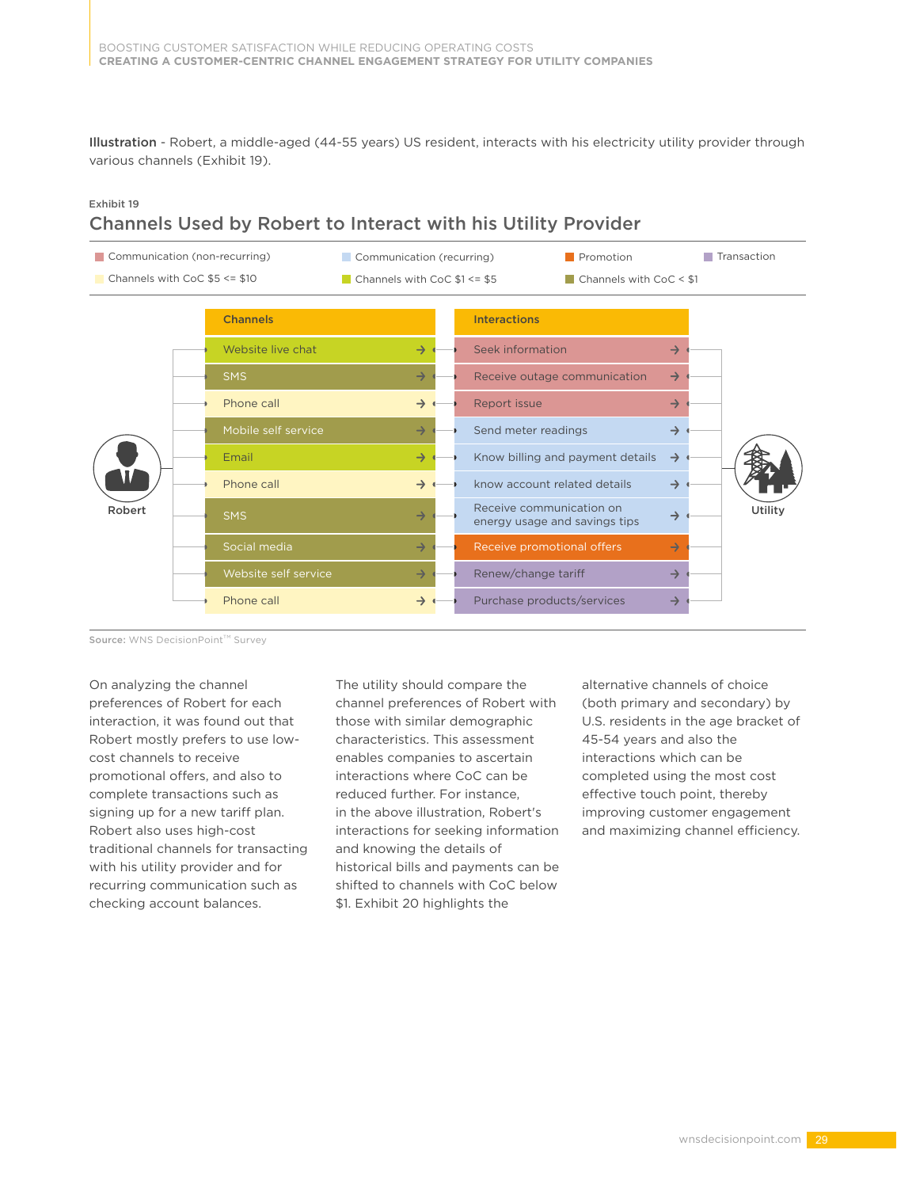**Illustration** - Robert, a middle-aged (44-55 years) US resident, interacts with his electricity utility provider through various channels (Exhibit 19).

Exhibit 19

## Channels Used by Robert to Interact with his Utility Provider

Legend: Communication (non-recurring) | Communication (recurring) | Promotion | Transaction | Channels with CoC $5 <= $10 | Channels with CoC $1 <= $5 | Channels with CoC < $1

| Channels | Interactions |
|---|---|
| Website live chat | Seek information |
| SMS | Receive outage communication |
| Phone call | Report issue |
| Mobile self service | Send meter readings |
| Email | Know billing and payment details |
| Phone call | know account related details |
| SMS | Receive communication on energy usage and savings tips |
| Social media | Receive promotional offers |
| Website self service | Renew/change tariff |
| Phone call | Purchase products/services |

Robert — Utility

**Source:** WNS DecisionPoint™ Survey

On analyzing the channel preferences of Robert for each interaction, it was found out that Robert mostly prefers to use low-cost channels to receive promotional offers, and also to complete transactions such as signing up for a new tariff plan. Robert also uses high-cost traditional channels for transacting with his utility provider and for recurring communication such as checking account balances.

The utility should compare the channel preferences of Robert with those with similar demographic characteristics. This assessment enables companies to ascertain interactions where CoC can be reduced further. For instance, in the above illustration, Robert's interactions for seeking information and knowing the details of historical bills and payments can be shifted to channels with CoC below $1. Exhibit 20 highlights the alternative channels of choice (both primary and secondary) by U.S. residents in the age bracket of 45-54 years and also the interactions which can be completed using the most cost effective touch point, thereby improving customer engagement and maximizing channel efficiency.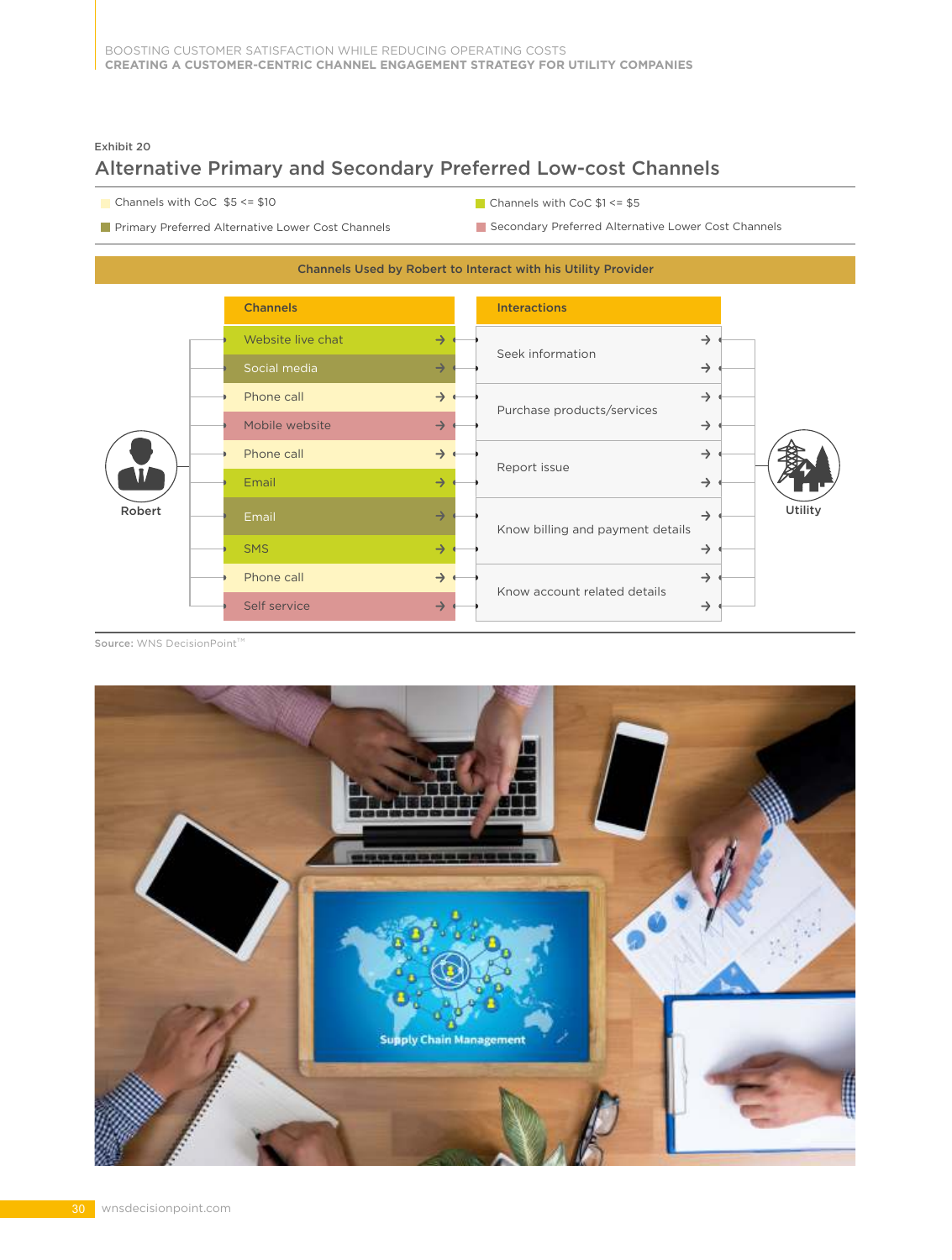Exhibit 20

## Alternative Primary and Secondary Preferred Low-cost Channels

- Channels with CoC $5 <= $10
- Channels with CoC $1 <= $5
- Primary Preferred Alternative Lower Cost Channels
- Secondary Preferred Alternative Lower Cost Channels

**Channels Used by Robert to Interact with his Utility Provider**

| Channels | Interactions |
|---|---|
| Website live chat | Seek information |
| Social media | Seek information |
| Phone call | Purchase products/services |
| Mobile website | Purchase products/services |
| Phone call | Report issue |
| Email | Report issue |
| Email | Know billing and payment details |
| SMS | Know billing and payment details |
| Phone call | Know account related details |
| Self service | Know account related details |

Robert → Utility

**Source:** WNS DecisionPoint™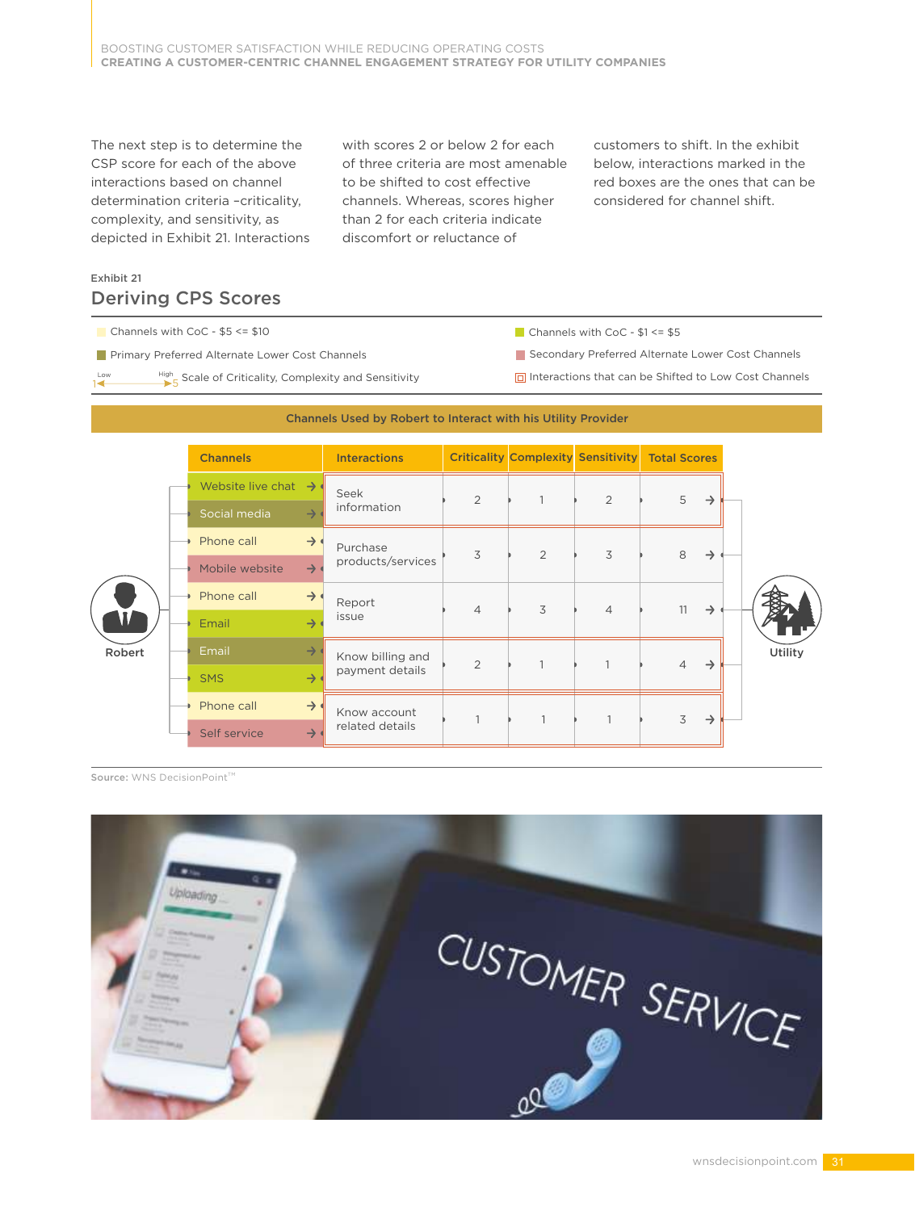The next step is to determine the CSP score for each of the above interactions based on channel determination criteria –criticality, complexity, and sensitivity, as depicted in Exhibit 21. Interactions with scores 2 or below 2 for each of three criteria are most amenable to be shifted to cost effective channels. Whereas, scores higher than 2 for each criteria indicate discomfort or reluctance of customers to shift. In the exhibit below, interactions marked in the red boxes are the ones that can be considered for channel shift.

Exhibit 21

## Deriving CPS Scores

- Channels with CoC - $5 <= $10
- Channels with CoC - $1 <= $5
- Primary Preferred Alternate Lower Cost Channels
- Secondary Preferred Alternate Lower Cost Channels
- Low 1 – High 5: Scale of Criticality, Complexity and Sensitivity
- Interactions that can be Shifted to Low Cost Channels

**Channels Used by Robert to Interact with his Utility Provider**

Robert → Channels → Utility

| Channels | Interactions | Criticality | Complexity | Sensitivity | Total Scores |
|---|---|---|---|---|---|
| Website live chat; Social media | Seek information | 2 | 1 | 2 | 5 |
| Phone call; Mobile website | Purchase products/services | 3 | 2 | 3 | 8 |
| Phone call; Email | Report issue | 4 | 3 | 4 | 11 |
| Email; SMS | Know billing and payment details | 2 | 1 | 1 | 4 |
| Phone call; Self service | Know account related details | 1 | 1 | 1 | 3 |

**Source:** WNS DecisionPoint™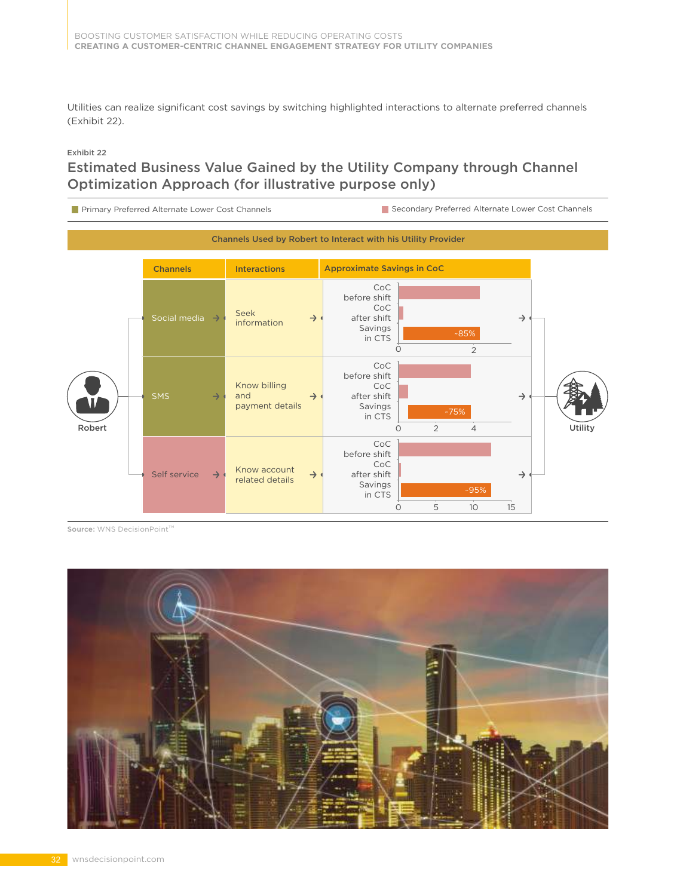Utilities can realize significant cost savings by switching highlighted interactions to alternate preferred channels (Exhibit 22).

Exhibit 22

## Estimated Business Value Gained by the Utility Company through Channel Optimization Approach (for illustrative purpose only)

Primary Preferred Alternate Lower Cost Channels | Secondary Preferred Alternate Lower Cost Channels

**Channels Used by Robert to Interact with his Utility Provider**

| Channels | Interactions | Approximate Savings in CoC |
|---|---|---|
| Social media | Seek information | Savings in CTS: -85% |
| SMS | Know billing and payment details | Savings in CTS: -75% |
| Self service | Know account related details | Savings in CTS: -95% |

Robert → Utility

Source: WNS DecisionPoint™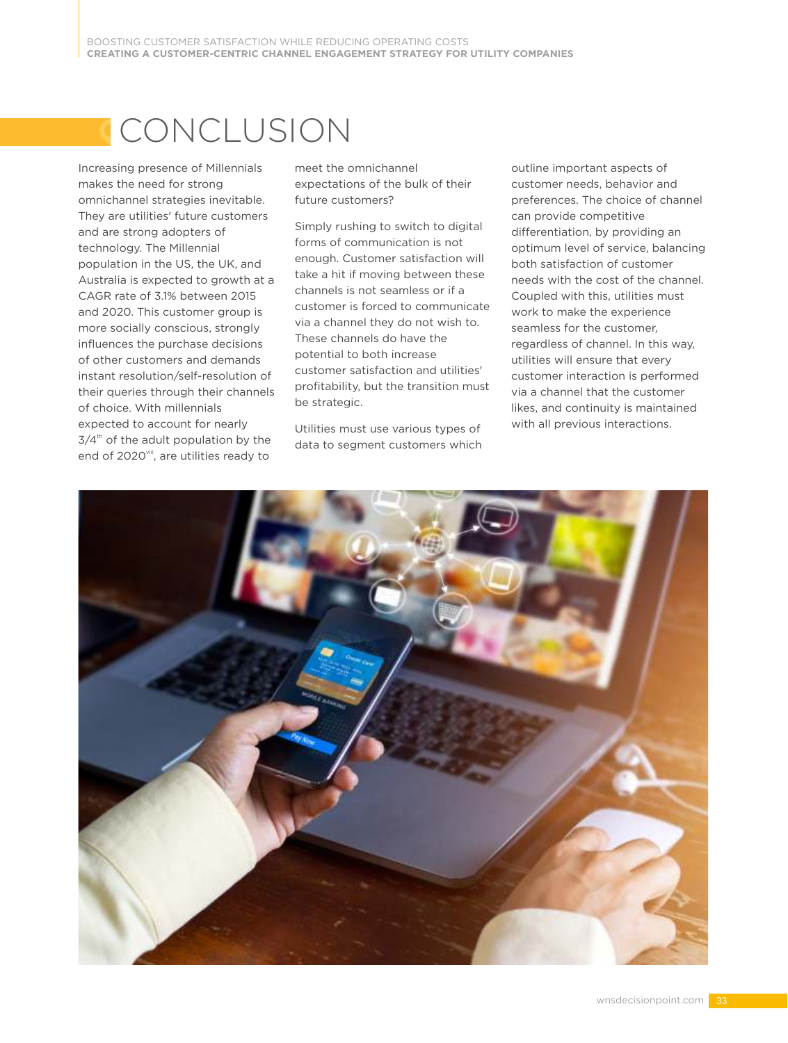# CONCLUSION

Increasing presence of Millennials makes the need for strong omnichannel strategies inevitable. They are utilities' future customers and are strong adopters of technology. The Millennial population in the US, the UK, and Australia is expected to growth at a CAGR rate of 3.1% between 2015 and 2020. This customer group is more socially conscious, strongly influences the purchase decisions of other customers and demands instant resolution/self-resolution of their queries through their channels of choice. With millennials expected to account for nearly 3/4th of the adult population by the end of 2020[viii], are utilities ready to meet the omnichannel expectations of the bulk of their future customers?

Simply rushing to switch to digital forms of communication is not enough. Customer satisfaction will take a hit if moving between these channels is not seamless or if a customer is forced to communicate via a channel they do not wish to. These channels do have the potential to both increase customer satisfaction and utilities' profitability, but the transition must be strategic.

Utilities must use various types of data to segment customers which outline important aspects of customer needs, behavior and preferences. The choice of channel can provide competitive differentiation, by providing an optimum level of service, balancing both satisfaction of customer needs with the cost of the channel. Coupled with this, utilities must work to make the experience seamless for the customer, regardless of channel. In this way, utilities will ensure that every customer interaction is performed via a channel that the customer likes, and continuity is maintained with all previous interactions.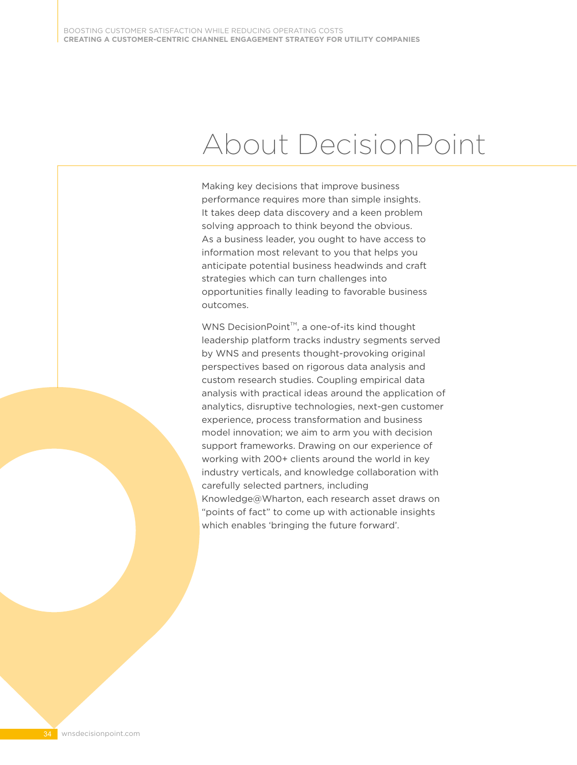# About DecisionPoint

Making key decisions that improve business performance requires more than simple insights. It takes deep data discovery and a keen problem solving approach to think beyond the obvious. As a business leader, you ought to have access to information most relevant to you that helps you anticipate potential business headwinds and craft strategies which can turn challenges into opportunities finally leading to favorable business outcomes.

WNS DecisionPoint™, a one-of-its kind thought leadership platform tracks industry segments served by WNS and presents thought-provoking original perspectives based on rigorous data analysis and custom research studies. Coupling empirical data analysis with practical ideas around the application of analytics, disruptive technologies, next-gen customer experience, process transformation and business model innovation; we aim to arm you with decision support frameworks. Drawing on our experience of working with 200+ clients around the world in key industry verticals, and knowledge collaboration with carefully selected partners, including Knowledge@Wharton, each research asset draws on "points of fact" to come up with actionable insights which enables 'bringing the future forward'.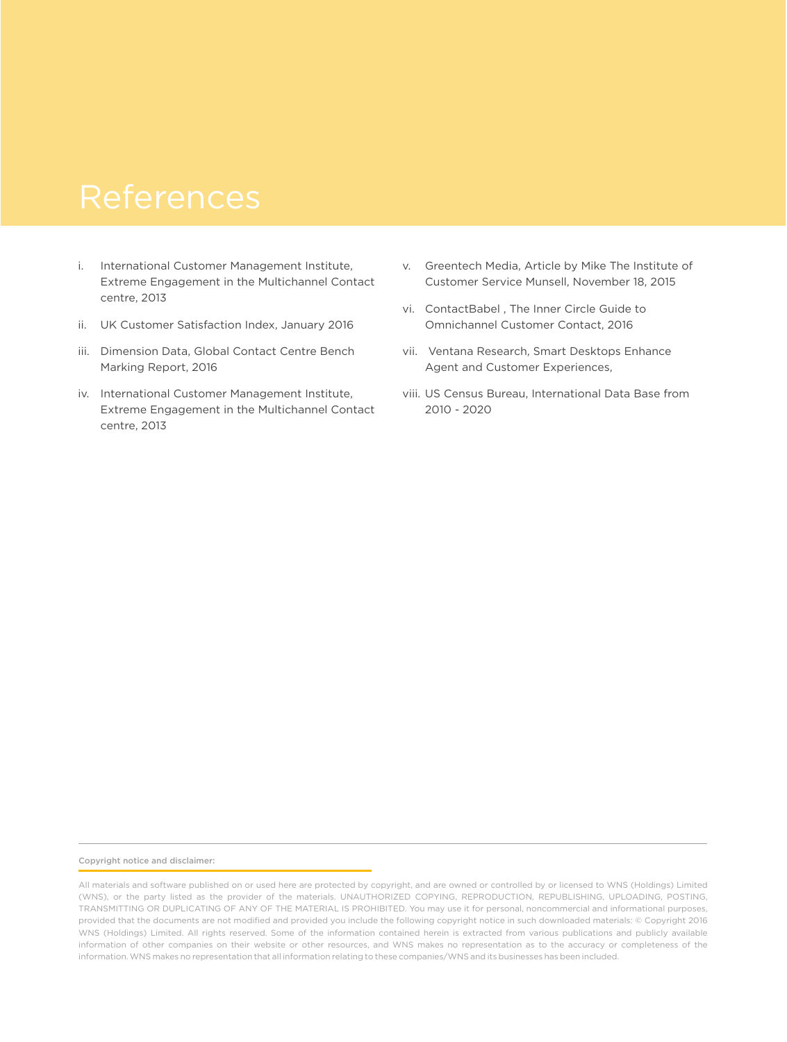# References

i. International Customer Management Institute, Extreme Engagement in the Multichannel Contact centre, 2013

ii. UK Customer Satisfaction Index, January 2016

iii. Dimension Data, Global Contact Centre Bench Marking Report, 2016

iv. International Customer Management Institute, Extreme Engagement in the Multichannel Contact centre, 2013

v. Greentech Media, Article by Mike The Institute of Customer Service Munsell, November 18, 2015

vi. ContactBabel , The Inner Circle Guide to Omnichannel Customer Contact, 2016

vii. Ventana Research, Smart Desktops Enhance Agent and Customer Experiences,

viii. US Census Bureau, International Data Base from 2010 - 2020

**Copyright notice and disclaimer:**

All materials and software published on or used here are protected by copyright, and are owned or controlled by or licensed to WNS (Holdings) Limited (WNS), or the party listed as the provider of the materials. UNAUTHORIZED COPYING, REPRODUCTION, REPUBLISHING, UPLOADING, POSTING, TRANSMITTING OR DUPLICATING OF ANY OF THE MATERIAL IS PROHIBITED. You may use it for personal, noncommercial and informational purposes, provided that the documents are not modified and provided you include the following copyright notice in such downloaded materials: © Copyright 2016 WNS (Holdings) Limited. All rights reserved. Some of the information contained herein is extracted from various publications and publicly available information of other companies on their website or other resources, and WNS makes no representation as to the accuracy or completeness of the information. WNS makes no representation that all information relating to these companies/WNS and its businesses has been included.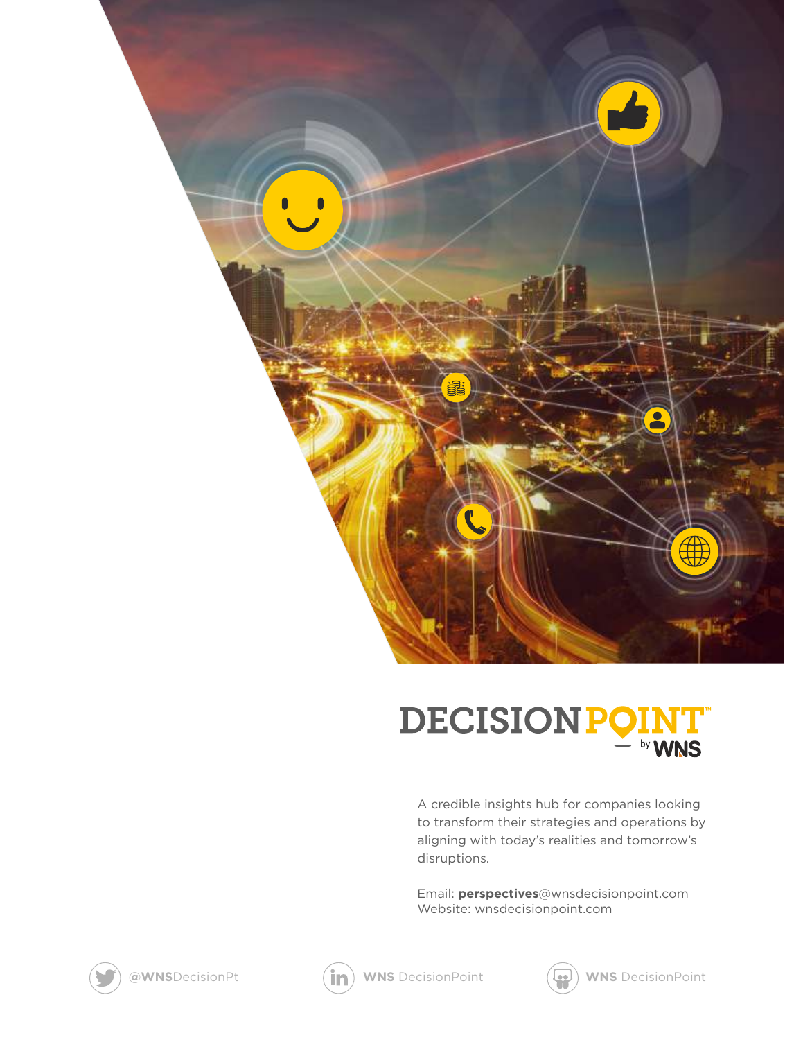DECISIONPOINT™ by WNS

A credible insights hub for companies looking to transform their strategies and operations by aligning with today's realities and tomorrow's disruptions.

Email: **perspectives**@wnsdecisionpoint.com
Website: wnsdecisionpoint.com

@**WNS**DecisionPt

**WNS** DecisionPoint

**WNS** DecisionPoint